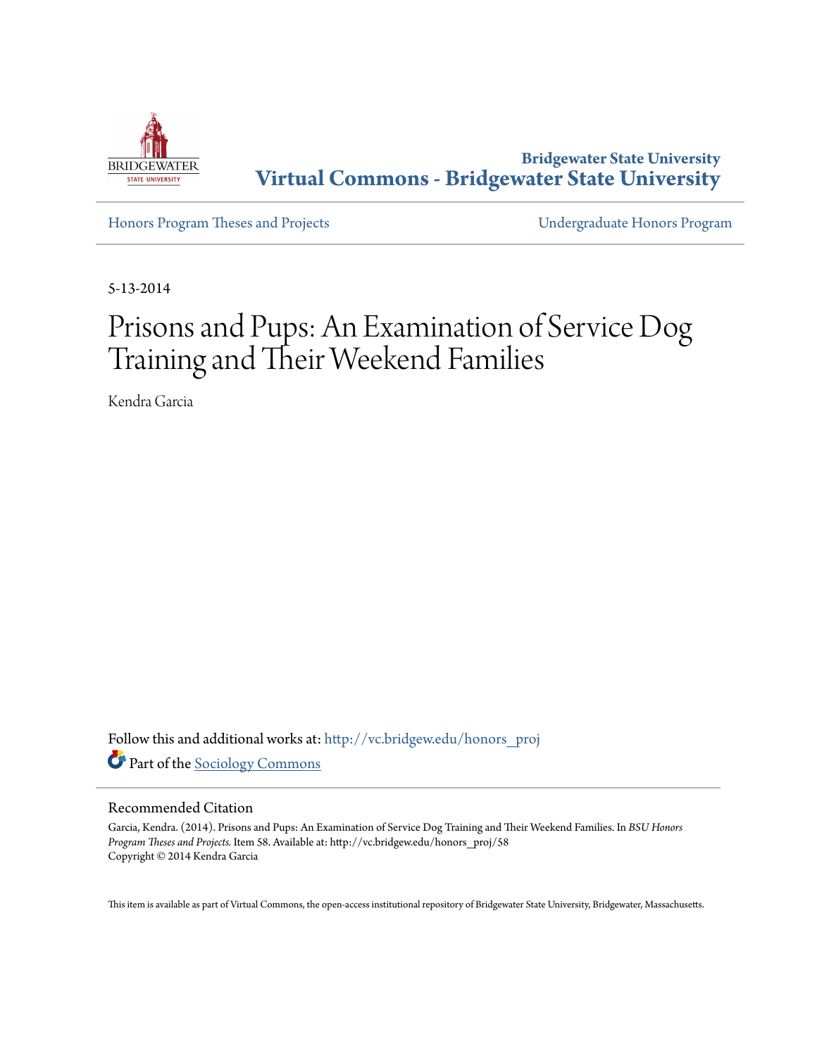Bridgewater State University
**Virtual Commons - Bridgewater State University**

Honors Program Theses and Projects

Undergraduate Honors Program

5-13-2014

# Prisons and Pups: An Examination of Service Dog Training and Their Weekend Families

Kendra Garcia

Follow this and additional works at: http://vc.bridgew.edu/honors_proj

Part of the Sociology Commons

## Recommended Citation

Garcia, Kendra. (2014). Prisons and Pups: An Examination of Service Dog Training and Their Weekend Families. In *BSU Honors Program Theses and Projects.* Item 58. Available at: http://vc.bridgew.edu/honors_proj/58
Copyright © 2014 Kendra Garcia

This item is available as part of Virtual Commons, the open-access institutional repository of Bridgewater State University, Bridgewater, Massachusetts.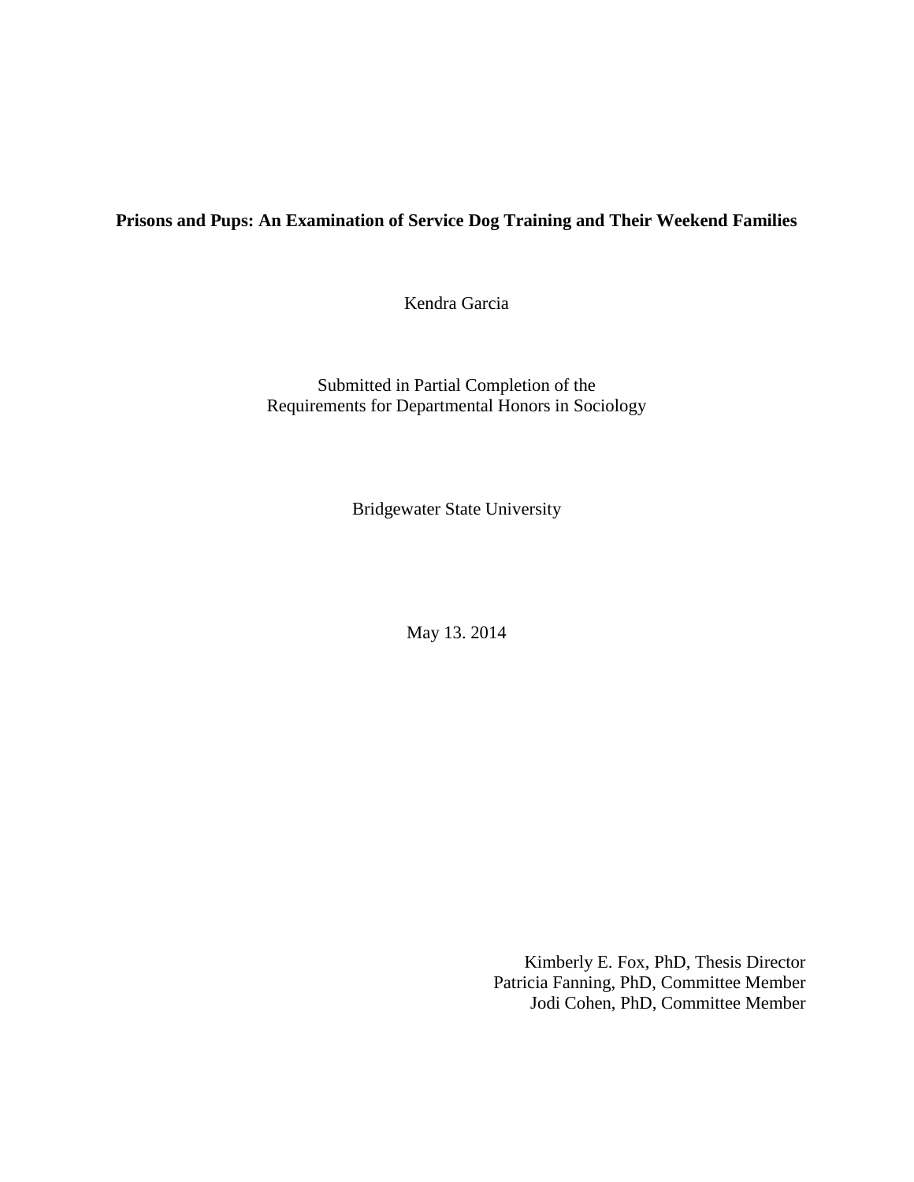**Prisons and Pups: An Examination of Service Dog Training and Their Weekend Families**

Kendra Garcia

Submitted in Partial Completion of the
Requirements for Departmental Honors in Sociology

Bridgewater State University

May 13. 2014

Kimberly E. Fox, PhD, Thesis Director
Patricia Fanning, PhD, Committee Member
Jodi Cohen, PhD, Committee Member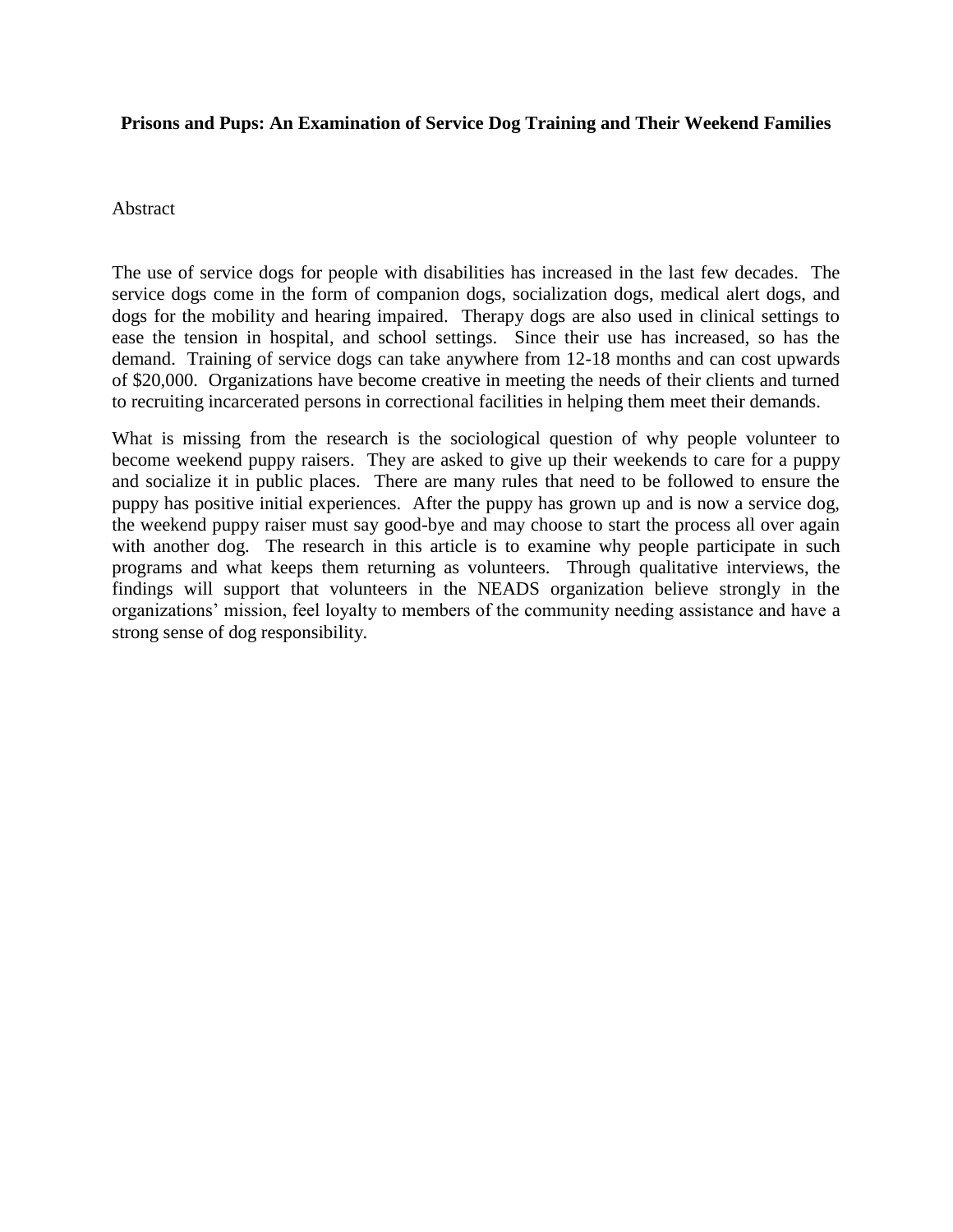**Prisons and Pups: An Examination of Service Dog Training and Their Weekend Families**

Abstract

The use of service dogs for people with disabilities has increased in the last few decades. The service dogs come in the form of companion dogs, socialization dogs, medical alert dogs, and dogs for the mobility and hearing impaired. Therapy dogs are also used in clinical settings to ease the tension in hospital, and school settings. Since their use has increased, so has the demand. Training of service dogs can take anywhere from 12-18 months and can cost upwards of $20,000. Organizations have become creative in meeting the needs of their clients and turned to recruiting incarcerated persons in correctional facilities in helping them meet their demands.

What is missing from the research is the sociological question of why people volunteer to become weekend puppy raisers. They are asked to give up their weekends to care for a puppy and socialize it in public places. There are many rules that need to be followed to ensure the puppy has positive initial experiences. After the puppy has grown up and is now a service dog, the weekend puppy raiser must say good-bye and may choose to start the process all over again with another dog. The research in this article is to examine why people participate in such programs and what keeps them returning as volunteers. Through qualitative interviews, the findings will support that volunteers in the NEADS organization believe strongly in the organizations' mission, feel loyalty to members of the community needing assistance and have a strong sense of dog responsibility.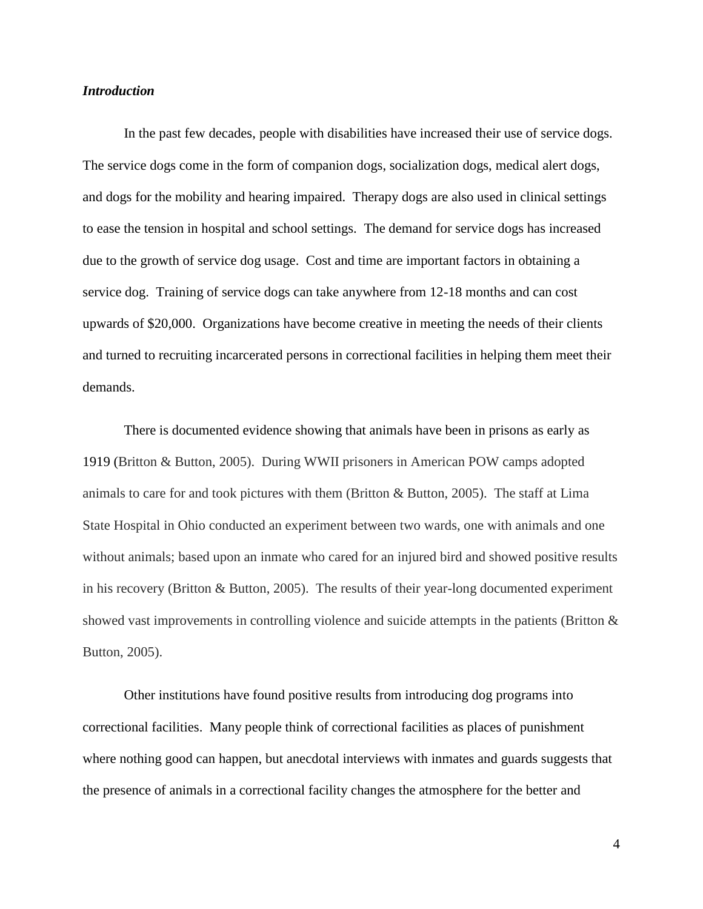### *Introduction*

In the past few decades, people with disabilities have increased their use of service dogs. The service dogs come in the form of companion dogs, socialization dogs, medical alert dogs, and dogs for the mobility and hearing impaired. Therapy dogs are also used in clinical settings to ease the tension in hospital and school settings. The demand for service dogs has increased due to the growth of service dog usage. Cost and time are important factors in obtaining a service dog. Training of service dogs can take anywhere from 12-18 months and can cost upwards of $20,000. Organizations have become creative in meeting the needs of their clients and turned to recruiting incarcerated persons in correctional facilities in helping them meet their demands.

There is documented evidence showing that animals have been in prisons as early as 1919 (Britton & Button, 2005). During WWII prisoners in American POW camps adopted animals to care for and took pictures with them (Britton & Button, 2005). The staff at Lima State Hospital in Ohio conducted an experiment between two wards, one with animals and one without animals; based upon an inmate who cared for an injured bird and showed positive results in his recovery (Britton & Button, 2005). The results of their year-long documented experiment showed vast improvements in controlling violence and suicide attempts in the patients (Britton & Button, 2005).

Other institutions have found positive results from introducing dog programs into correctional facilities. Many people think of correctional facilities as places of punishment where nothing good can happen, but anecdotal interviews with inmates and guards suggests that the presence of animals in a correctional facility changes the atmosphere for the better and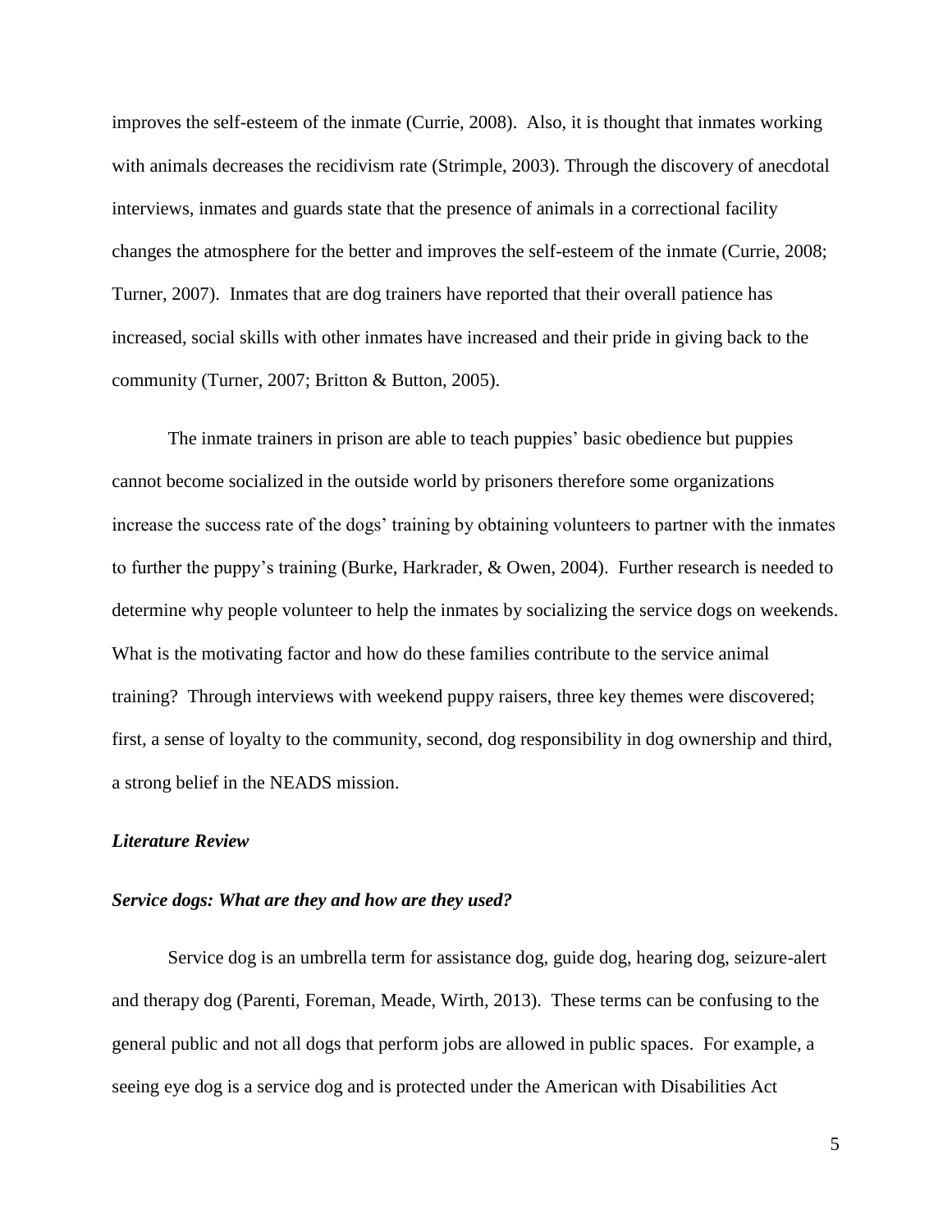improves the self-esteem of the inmate (Currie, 2008). Also, it is thought that inmates working with animals decreases the recidivism rate (Strimple, 2003). Through the discovery of anecdotal interviews, inmates and guards state that the presence of animals in a correctional facility changes the atmosphere for the better and improves the self-esteem of the inmate (Currie, 2008; Turner, 2007). Inmates that are dog trainers have reported that their overall patience has increased, social skills with other inmates have increased and their pride in giving back to the community (Turner, 2007; Britton & Button, 2005).

The inmate trainers in prison are able to teach puppies' basic obedience but puppies cannot become socialized in the outside world by prisoners therefore some organizations increase the success rate of the dogs' training by obtaining volunteers to partner with the inmates to further the puppy's training (Burke, Harkrader, & Owen, 2004). Further research is needed to determine why people volunteer to help the inmates by socializing the service dogs on weekends. What is the motivating factor and how do these families contribute to the service animal training? Through interviews with weekend puppy raisers, three key themes were discovered; first, a sense of loyalty to the community, second, dog responsibility in dog ownership and third, a strong belief in the NEADS mission.

### *Literature Review*

### *Service dogs: What are they and how are they used?*

Service dog is an umbrella term for assistance dog, guide dog, hearing dog, seizure-alert and therapy dog (Parenti, Foreman, Meade, Wirth, 2013). These terms can be confusing to the general public and not all dogs that perform jobs are allowed in public spaces. For example, a seeing eye dog is a service dog and is protected under the American with Disabilities Act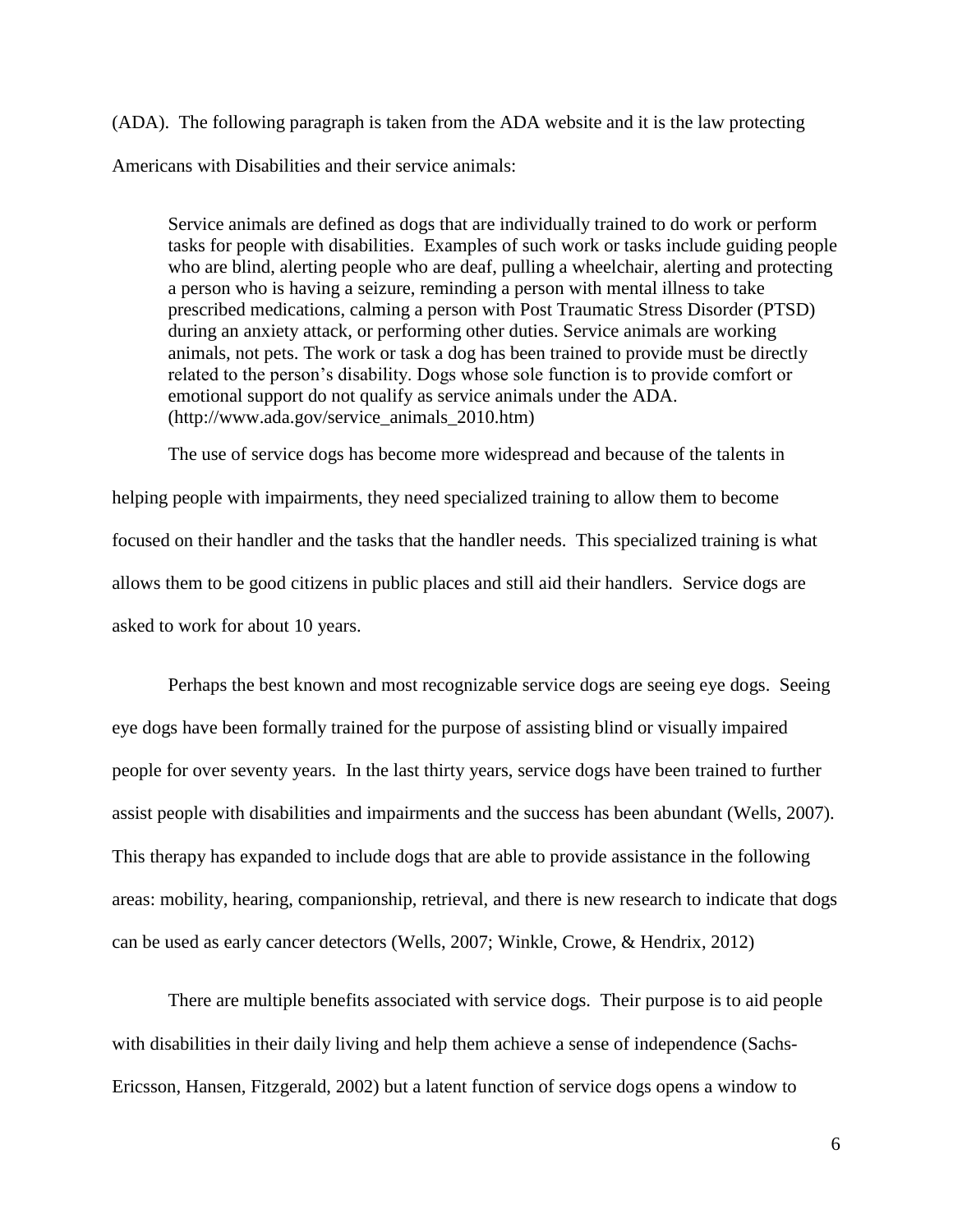(ADA). The following paragraph is taken from the ADA website and it is the law protecting Americans with Disabilities and their service animals:

> Service animals are defined as dogs that are individually trained to do work or perform tasks for people with disabilities. Examples of such work or tasks include guiding people who are blind, alerting people who are deaf, pulling a wheelchair, alerting and protecting a person who is having a seizure, reminding a person with mental illness to take prescribed medications, calming a person with Post Traumatic Stress Disorder (PTSD) during an anxiety attack, or performing other duties. Service animals are working animals, not pets. The work or task a dog has been trained to provide must be directly related to the person's disability. Dogs whose sole function is to provide comfort or emotional support do not qualify as service animals under the ADA. (http://www.ada.gov/service_animals_2010.htm)

The use of service dogs has become more widespread and because of the talents in helping people with impairments, they need specialized training to allow them to become focused on their handler and the tasks that the handler needs. This specialized training is what allows them to be good citizens in public places and still aid their handlers. Service dogs are asked to work for about 10 years.

Perhaps the best known and most recognizable service dogs are seeing eye dogs. Seeing eye dogs have been formally trained for the purpose of assisting blind or visually impaired people for over seventy years. In the last thirty years, service dogs have been trained to further assist people with disabilities and impairments and the success has been abundant (Wells, 2007). This therapy has expanded to include dogs that are able to provide assistance in the following areas: mobility, hearing, companionship, retrieval, and there is new research to indicate that dogs can be used as early cancer detectors (Wells, 2007; Winkle, Crowe, & Hendrix, 2012)

There are multiple benefits associated with service dogs. Their purpose is to aid people with disabilities in their daily living and help them achieve a sense of independence (Sachs-Ericsson, Hansen, Fitzgerald, 2002) but a latent function of service dogs opens a window to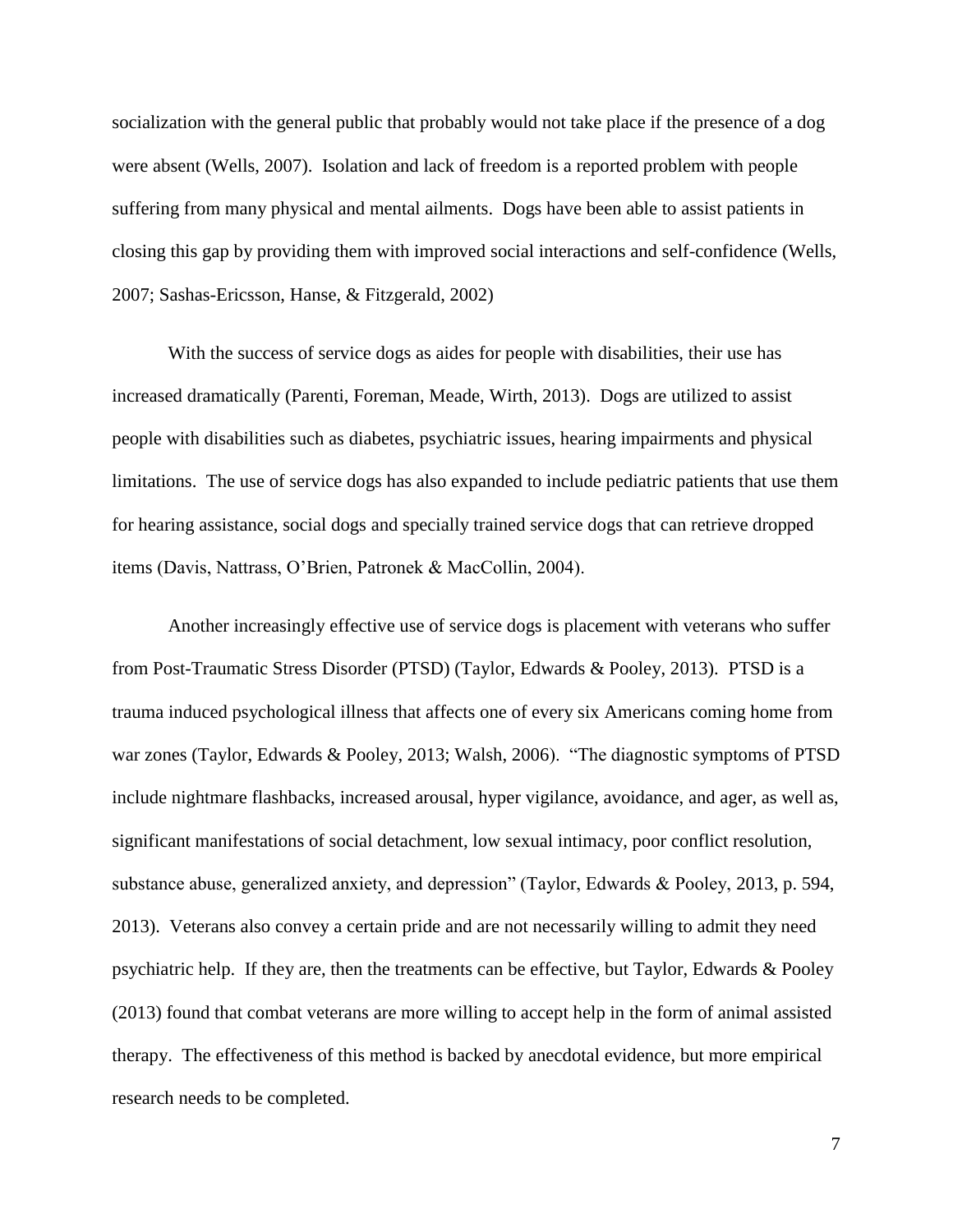socialization with the general public that probably would not take place if the presence of a dog were absent (Wells, 2007). Isolation and lack of freedom is a reported problem with people suffering from many physical and mental ailments. Dogs have been able to assist patients in closing this gap by providing them with improved social interactions and self-confidence (Wells, 2007; Sashas-Ericsson, Hanse, & Fitzgerald, 2002)

With the success of service dogs as aides for people with disabilities, their use has increased dramatically (Parenti, Foreman, Meade, Wirth, 2013). Dogs are utilized to assist people with disabilities such as diabetes, psychiatric issues, hearing impairments and physical limitations. The use of service dogs has also expanded to include pediatric patients that use them for hearing assistance, social dogs and specially trained service dogs that can retrieve dropped items (Davis, Nattrass, O'Brien, Patronek & MacCollin, 2004).

Another increasingly effective use of service dogs is placement with veterans who suffer from Post-Traumatic Stress Disorder (PTSD) (Taylor, Edwards & Pooley, 2013). PTSD is a trauma induced psychological illness that affects one of every six Americans coming home from war zones (Taylor, Edwards & Pooley, 2013; Walsh, 2006). "The diagnostic symptoms of PTSD include nightmare flashbacks, increased arousal, hyper vigilance, avoidance, and ager, as well as, significant manifestations of social detachment, low sexual intimacy, poor conflict resolution, substance abuse, generalized anxiety, and depression" (Taylor, Edwards & Pooley, 2013, p. 594, 2013). Veterans also convey a certain pride and are not necessarily willing to admit they need psychiatric help. If they are, then the treatments can be effective, but Taylor, Edwards & Pooley (2013) found that combat veterans are more willing to accept help in the form of animal assisted therapy. The effectiveness of this method is backed by anecdotal evidence, but more empirical research needs to be completed.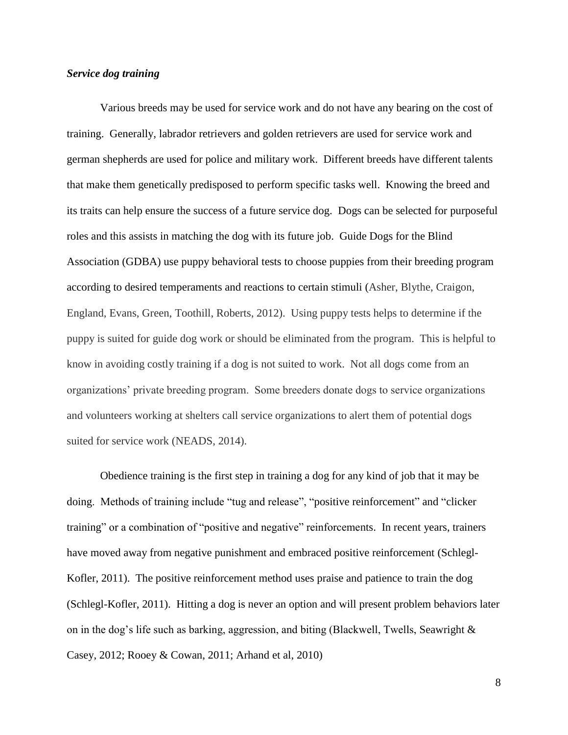***Service dog training***

Various breeds may be used for service work and do not have any bearing on the cost of training. Generally, labrador retrievers and golden retrievers are used for service work and german shepherds are used for police and military work. Different breeds have different talents that make them genetically predisposed to perform specific tasks well. Knowing the breed and its traits can help ensure the success of a future service dog. Dogs can be selected for purposeful roles and this assists in matching the dog with its future job. Guide Dogs for the Blind Association (GDBA) use puppy behavioral tests to choose puppies from their breeding program according to desired temperaments and reactions to certain stimuli (Asher, Blythe, Craigon, England, Evans, Green, Toothill, Roberts, 2012). Using puppy tests helps to determine if the puppy is suited for guide dog work or should be eliminated from the program. This is helpful to know in avoiding costly training if a dog is not suited to work. Not all dogs come from an organizations' private breeding program. Some breeders donate dogs to service organizations and volunteers working at shelters call service organizations to alert them of potential dogs suited for service work (NEADS, 2014).

Obedience training is the first step in training a dog for any kind of job that it may be doing. Methods of training include "tug and release", "positive reinforcement" and "clicker training" or a combination of "positive and negative" reinforcements. In recent years, trainers have moved away from negative punishment and embraced positive reinforcement (Schlegl-Kofler, 2011). The positive reinforcement method uses praise and patience to train the dog (Schlegl-Kofler, 2011). Hitting a dog is never an option and will present problem behaviors later on in the dog's life such as barking, aggression, and biting (Blackwell, Twells, Seawright & Casey, 2012; Rooey & Cowan, 2011; Arhand et al, 2010)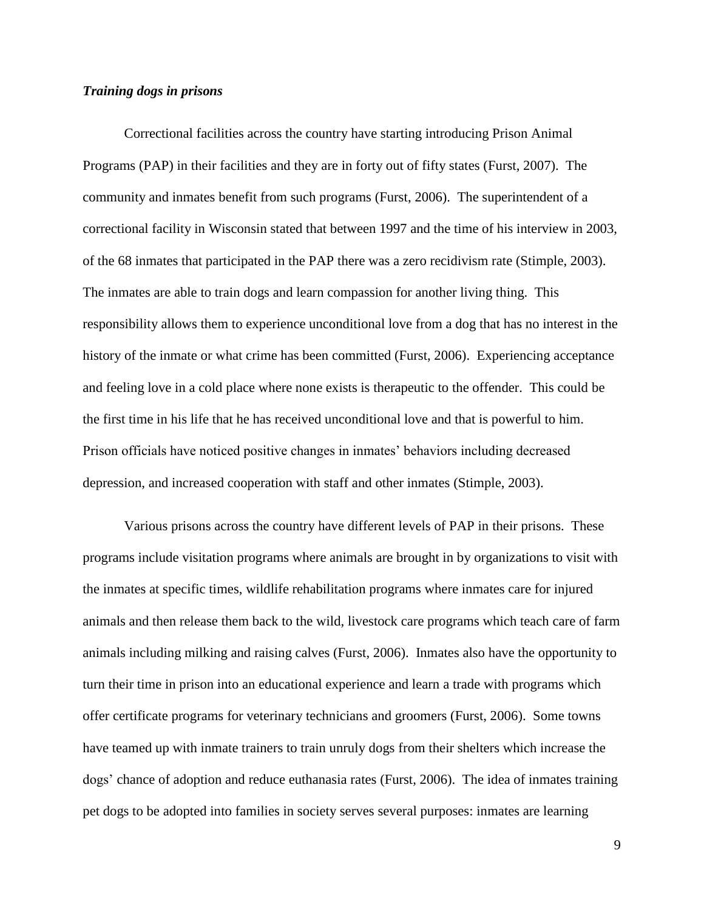***Training dogs in prisons***

Correctional facilities across the country have starting introducing Prison Animal Programs (PAP) in their facilities and they are in forty out of fifty states (Furst, 2007). The community and inmates benefit from such programs (Furst, 2006). The superintendent of a correctional facility in Wisconsin stated that between 1997 and the time of his interview in 2003, of the 68 inmates that participated in the PAP there was a zero recidivism rate (Stimple, 2003). The inmates are able to train dogs and learn compassion for another living thing. This responsibility allows them to experience unconditional love from a dog that has no interest in the history of the inmate or what crime has been committed (Furst, 2006). Experiencing acceptance and feeling love in a cold place where none exists is therapeutic to the offender. This could be the first time in his life that he has received unconditional love and that is powerful to him. Prison officials have noticed positive changes in inmates' behaviors including decreased depression, and increased cooperation with staff and other inmates (Stimple, 2003).

Various prisons across the country have different levels of PAP in their prisons. These programs include visitation programs where animals are brought in by organizations to visit with the inmates at specific times, wildlife rehabilitation programs where inmates care for injured animals and then release them back to the wild, livestock care programs which teach care of farm animals including milking and raising calves (Furst, 2006). Inmates also have the opportunity to turn their time in prison into an educational experience and learn a trade with programs which offer certificate programs for veterinary technicians and groomers (Furst, 2006). Some towns have teamed up with inmate trainers to train unruly dogs from their shelters which increase the dogs' chance of adoption and reduce euthanasia rates (Furst, 2006). The idea of inmates training pet dogs to be adopted into families in society serves several purposes: inmates are learning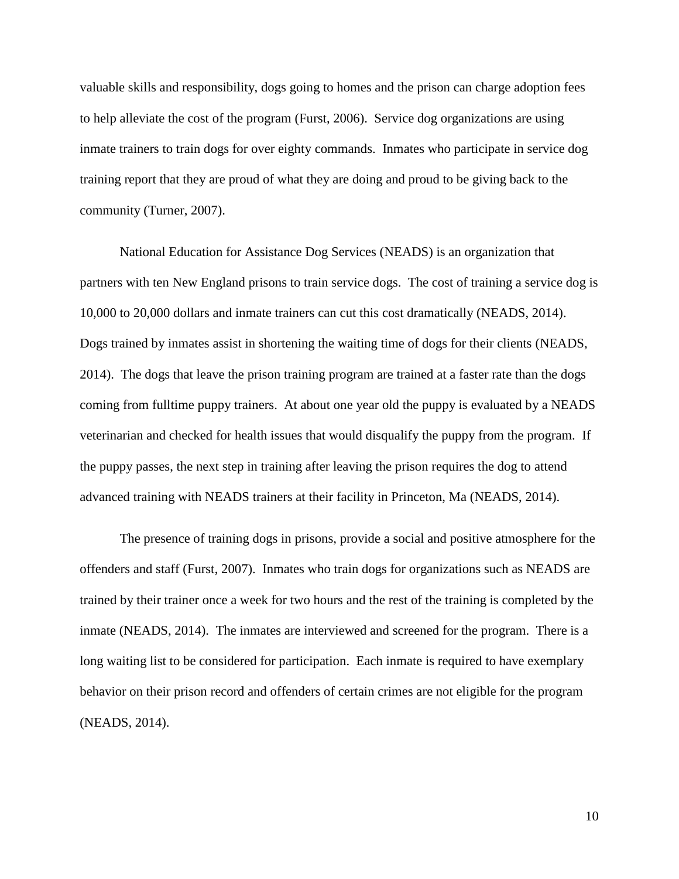valuable skills and responsibility, dogs going to homes and the prison can charge adoption fees to help alleviate the cost of the program (Furst, 2006). Service dog organizations are using inmate trainers to train dogs for over eighty commands. Inmates who participate in service dog training report that they are proud of what they are doing and proud to be giving back to the community (Turner, 2007).

National Education for Assistance Dog Services (NEADS) is an organization that partners with ten New England prisons to train service dogs. The cost of training a service dog is 10,000 to 20,000 dollars and inmate trainers can cut this cost dramatically (NEADS, 2014). Dogs trained by inmates assist in shortening the waiting time of dogs for their clients (NEADS, 2014). The dogs that leave the prison training program are trained at a faster rate than the dogs coming from fulltime puppy trainers. At about one year old the puppy is evaluated by a NEADS veterinarian and checked for health issues that would disqualify the puppy from the program. If the puppy passes, the next step in training after leaving the prison requires the dog to attend advanced training with NEADS trainers at their facility in Princeton, Ma (NEADS, 2014).

The presence of training dogs in prisons, provide a social and positive atmosphere for the offenders and staff (Furst, 2007). Inmates who train dogs for organizations such as NEADS are trained by their trainer once a week for two hours and the rest of the training is completed by the inmate (NEADS, 2014). The inmates are interviewed and screened for the program. There is a long waiting list to be considered for participation. Each inmate is required to have exemplary behavior on their prison record and offenders of certain crimes are not eligible for the program (NEADS, 2014).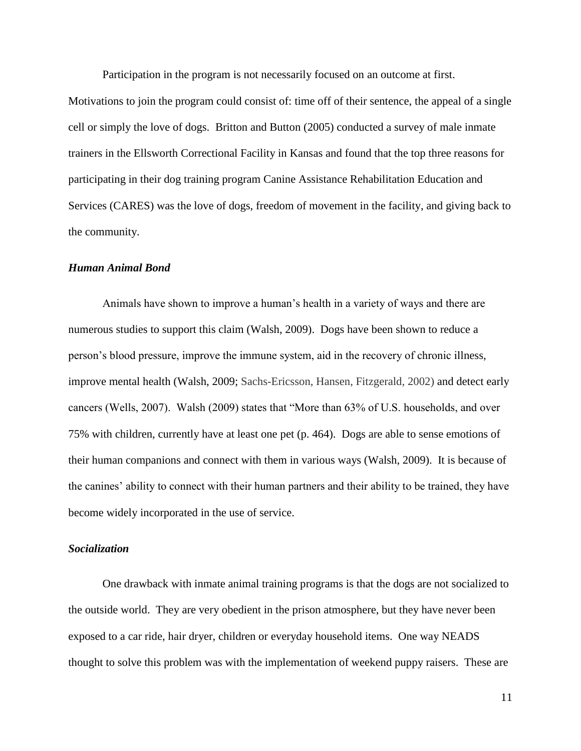Participation in the program is not necessarily focused on an outcome at first. Motivations to join the program could consist of: time off of their sentence, the appeal of a single cell or simply the love of dogs. Britton and Button (2005) conducted a survey of male inmate trainers in the Ellsworth Correctional Facility in Kansas and found that the top three reasons for participating in their dog training program Canine Assistance Rehabilitation Education and Services (CARES) was the love of dogs, freedom of movement in the facility, and giving back to the community.

### ***Human Animal Bond***

Animals have shown to improve a human's health in a variety of ways and there are numerous studies to support this claim (Walsh, 2009). Dogs have been shown to reduce a person's blood pressure, improve the immune system, aid in the recovery of chronic illness, improve mental health (Walsh, 2009; Sachs-Ericsson, Hansen, Fitzgerald, 2002) and detect early cancers (Wells, 2007). Walsh (2009) states that "More than 63% of U.S. households, and over 75% with children, currently have at least one pet (p. 464). Dogs are able to sense emotions of their human companions and connect with them in various ways (Walsh, 2009). It is because of the canines' ability to connect with their human partners and their ability to be trained, they have become widely incorporated in the use of service.

### ***Socialization***

One drawback with inmate animal training programs is that the dogs are not socialized to the outside world. They are very obedient in the prison atmosphere, but they have never been exposed to a car ride, hair dryer, children or everyday household items. One way NEADS thought to solve this problem was with the implementation of weekend puppy raisers. These are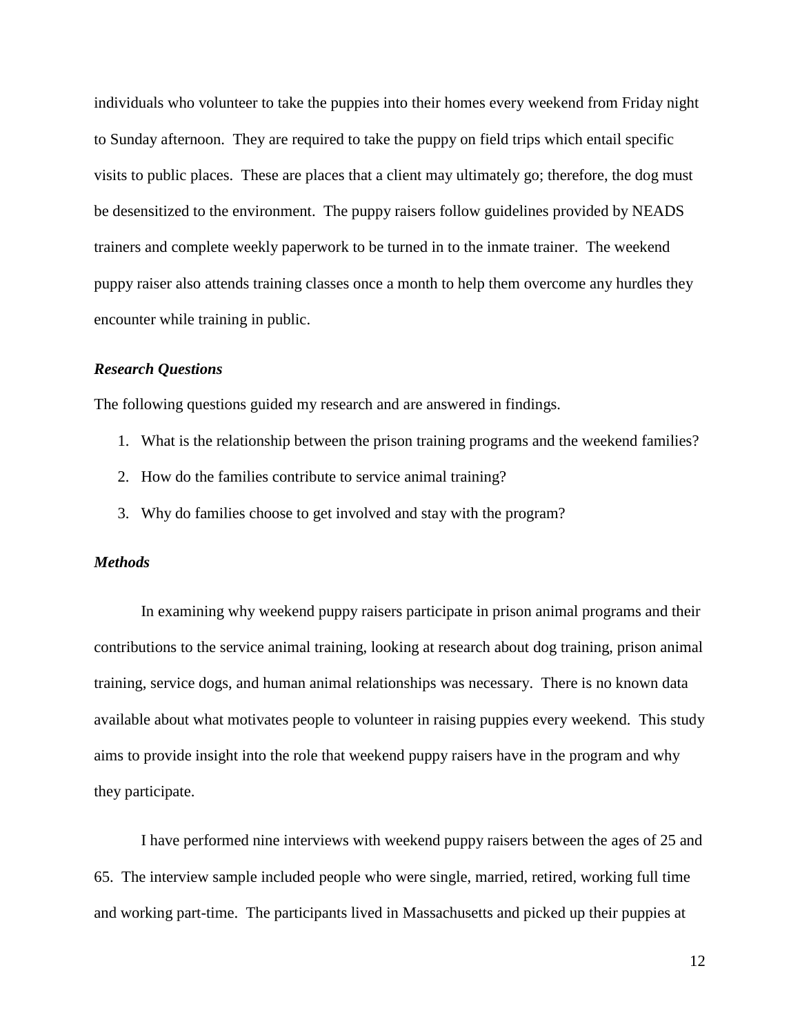individuals who volunteer to take the puppies into their homes every weekend from Friday night to Sunday afternoon. They are required to take the puppy on field trips which entail specific visits to public places. These are places that a client may ultimately go; therefore, the dog must be desensitized to the environment. The puppy raisers follow guidelines provided by NEADS trainers and complete weekly paperwork to be turned in to the inmate trainer. The weekend puppy raiser also attends training classes once a month to help them overcome any hurdles they encounter while training in public.

### *Research Questions*

The following questions guided my research and are answered in findings.

1. What is the relationship between the prison training programs and the weekend families?
2. How do the families contribute to service animal training?
3. Why do families choose to get involved and stay with the program?

### *Methods*

In examining why weekend puppy raisers participate in prison animal programs and their contributions to the service animal training, looking at research about dog training, prison animal training, service dogs, and human animal relationships was necessary. There is no known data available about what motivates people to volunteer in raising puppies every weekend. This study aims to provide insight into the role that weekend puppy raisers have in the program and why they participate.

I have performed nine interviews with weekend puppy raisers between the ages of 25 and 65. The interview sample included people who were single, married, retired, working full time and working part-time. The participants lived in Massachusetts and picked up their puppies at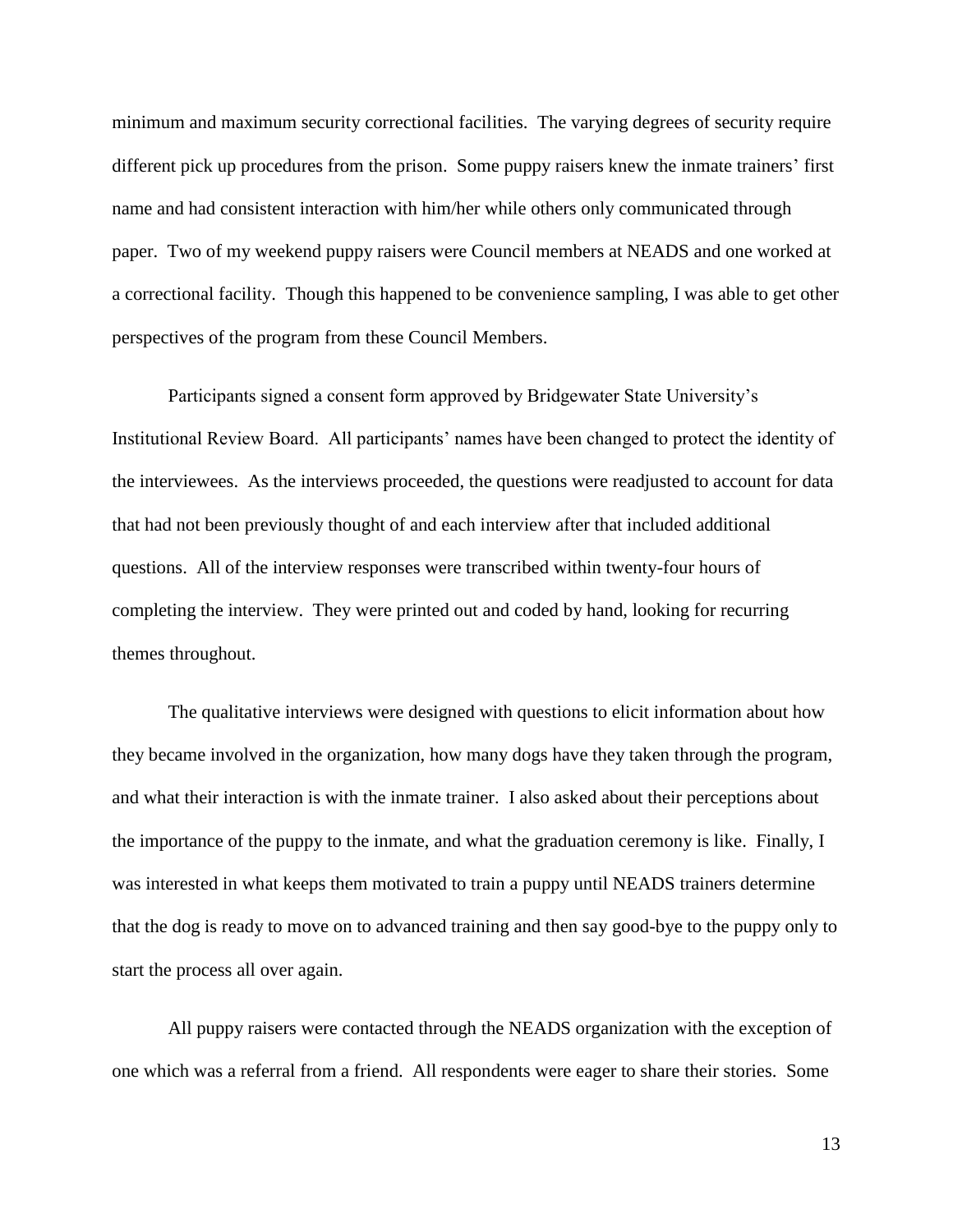minimum and maximum security correctional facilities. The varying degrees of security require different pick up procedures from the prison. Some puppy raisers knew the inmate trainers' first name and had consistent interaction with him/her while others only communicated through paper. Two of my weekend puppy raisers were Council members at NEADS and one worked at a correctional facility. Though this happened to be convenience sampling, I was able to get other perspectives of the program from these Council Members.

Participants signed a consent form approved by Bridgewater State University's Institutional Review Board. All participants' names have been changed to protect the identity of the interviewees. As the interviews proceeded, the questions were readjusted to account for data that had not been previously thought of and each interview after that included additional questions. All of the interview responses were transcribed within twenty-four hours of completing the interview. They were printed out and coded by hand, looking for recurring themes throughout.

The qualitative interviews were designed with questions to elicit information about how they became involved in the organization, how many dogs have they taken through the program, and what their interaction is with the inmate trainer. I also asked about their perceptions about the importance of the puppy to the inmate, and what the graduation ceremony is like. Finally, I was interested in what keeps them motivated to train a puppy until NEADS trainers determine that the dog is ready to move on to advanced training and then say good-bye to the puppy only to start the process all over again.

All puppy raisers were contacted through the NEADS organization with the exception of one which was a referral from a friend. All respondents were eager to share their stories. Some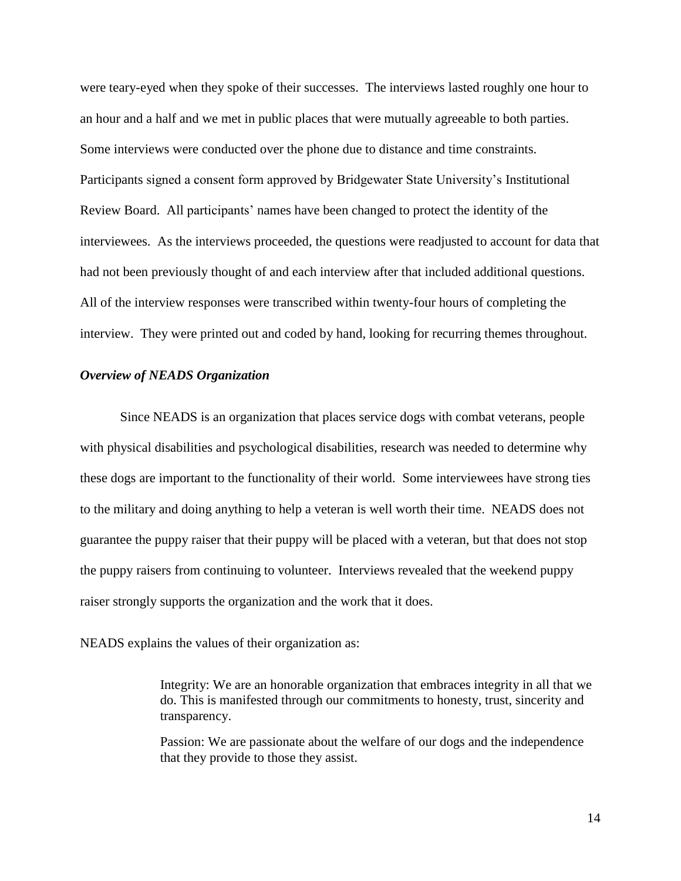were teary-eyed when they spoke of their successes. The interviews lasted roughly one hour to an hour and a half and we met in public places that were mutually agreeable to both parties. Some interviews were conducted over the phone due to distance and time constraints. Participants signed a consent form approved by Bridgewater State University's Institutional Review Board. All participants' names have been changed to protect the identity of the interviewees. As the interviews proceeded, the questions were readjusted to account for data that had not been previously thought of and each interview after that included additional questions. All of the interview responses were transcribed within twenty-four hours of completing the interview. They were printed out and coded by hand, looking for recurring themes throughout.

***Overview of NEADS Organization***

Since NEADS is an organization that places service dogs with combat veterans, people with physical disabilities and psychological disabilities, research was needed to determine why these dogs are important to the functionality of their world. Some interviewees have strong ties to the military and doing anything to help a veteran is well worth their time. NEADS does not guarantee the puppy raiser that their puppy will be placed with a veteran, but that does not stop the puppy raisers from continuing to volunteer. Interviews revealed that the weekend puppy raiser strongly supports the organization and the work that it does.

NEADS explains the values of their organization as:

> Integrity: We are an honorable organization that embraces integrity in all that we do. This is manifested through our commitments to honesty, trust, sincerity and transparency.
>
> Passion: We are passionate about the welfare of our dogs and the independence that they provide to those they assist.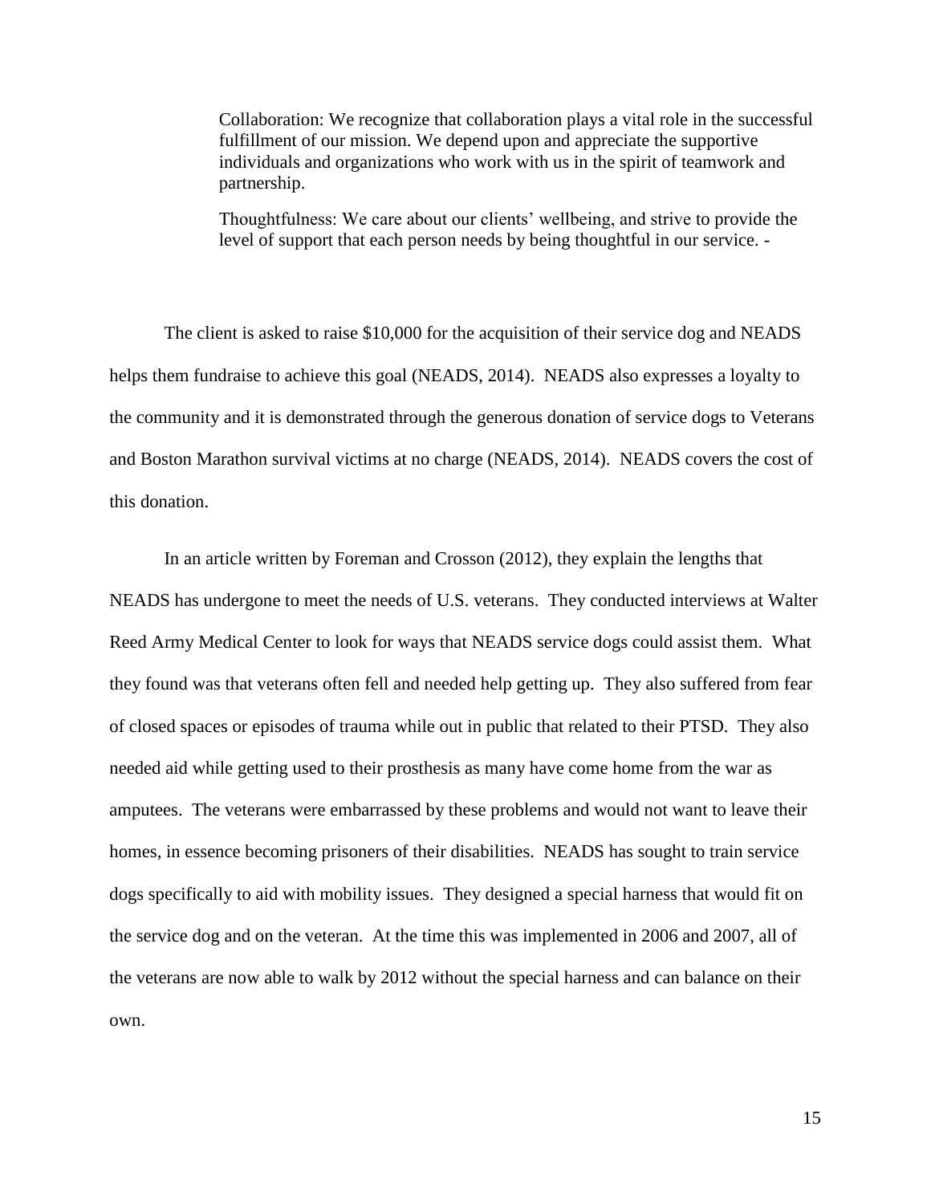> Collaboration: We recognize that collaboration plays a vital role in the successful fulfillment of our mission. We depend upon and appreciate the supportive individuals and organizations who work with us in the spirit of teamwork and partnership.
>
> Thoughtfulness: We care about our clients' wellbeing, and strive to provide the level of support that each person needs by being thoughtful in our service. -

The client is asked to raise $10,000 for the acquisition of their service dog and NEADS helps them fundraise to achieve this goal (NEADS, 2014). NEADS also expresses a loyalty to the community and it is demonstrated through the generous donation of service dogs to Veterans and Boston Marathon survival victims at no charge (NEADS, 2014). NEADS covers the cost of this donation.

In an article written by Foreman and Crosson (2012), they explain the lengths that NEADS has undergone to meet the needs of U.S. veterans. They conducted interviews at Walter Reed Army Medical Center to look for ways that NEADS service dogs could assist them. What they found was that veterans often fell and needed help getting up. They also suffered from fear of closed spaces or episodes of trauma while out in public that related to their PTSD. They also needed aid while getting used to their prosthesis as many have come home from the war as amputees. The veterans were embarrassed by these problems and would not want to leave their homes, in essence becoming prisoners of their disabilities. NEADS has sought to train service dogs specifically to aid with mobility issues. They designed a special harness that would fit on the service dog and on the veteran. At the time this was implemented in 2006 and 2007, all of the veterans are now able to walk by 2012 without the special harness and can balance on their own.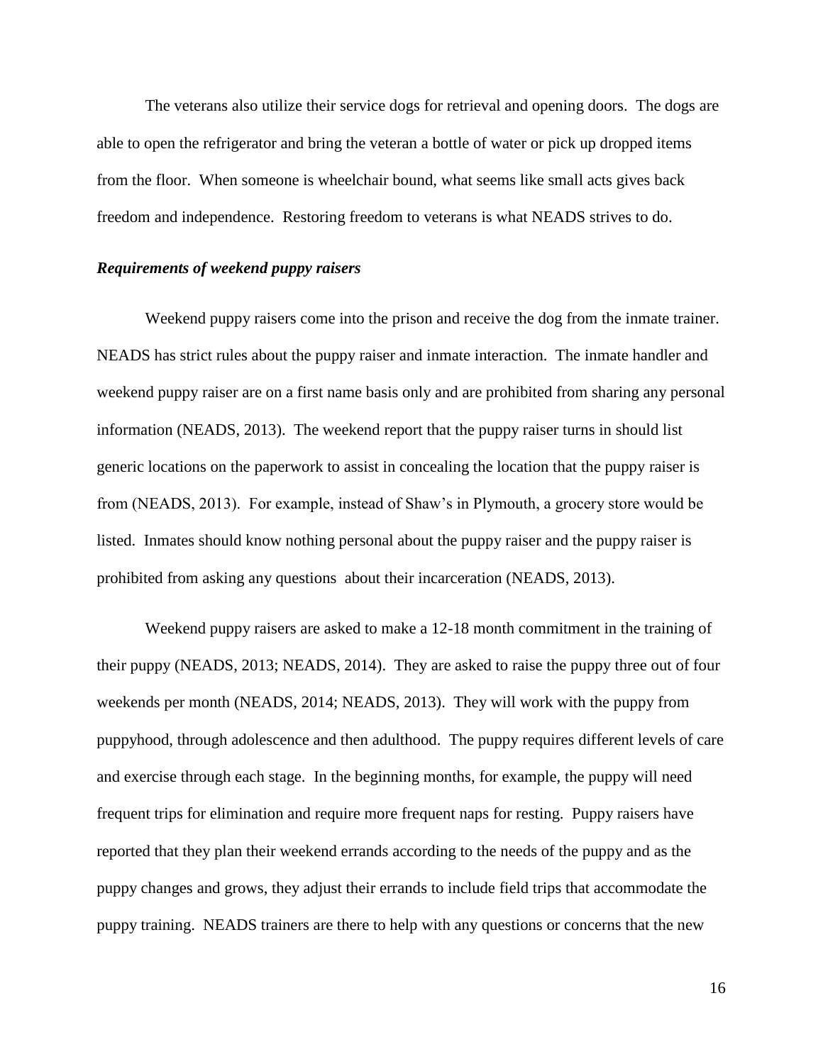The veterans also utilize their service dogs for retrieval and opening doors. The dogs are able to open the refrigerator and bring the veteran a bottle of water or pick up dropped items from the floor. When someone is wheelchair bound, what seems like small acts gives back freedom and independence. Restoring freedom to veterans is what NEADS strives to do.

***Requirements of weekend puppy raisers***

Weekend puppy raisers come into the prison and receive the dog from the inmate trainer. NEADS has strict rules about the puppy raiser and inmate interaction. The inmate handler and weekend puppy raiser are on a first name basis only and are prohibited from sharing any personal information (NEADS, 2013). The weekend report that the puppy raiser turns in should list generic locations on the paperwork to assist in concealing the location that the puppy raiser is from (NEADS, 2013). For example, instead of Shaw's in Plymouth, a grocery store would be listed. Inmates should know nothing personal about the puppy raiser and the puppy raiser is prohibited from asking any questions about their incarceration (NEADS, 2013).

Weekend puppy raisers are asked to make a 12-18 month commitment in the training of their puppy (NEADS, 2013; NEADS, 2014). They are asked to raise the puppy three out of four weekends per month (NEADS, 2014; NEADS, 2013). They will work with the puppy from puppyhood, through adolescence and then adulthood. The puppy requires different levels of care and exercise through each stage. In the beginning months, for example, the puppy will need frequent trips for elimination and require more frequent naps for resting. Puppy raisers have reported that they plan their weekend errands according to the needs of the puppy and as the puppy changes and grows, they adjust their errands to include field trips that accommodate the puppy training. NEADS trainers are there to help with any questions or concerns that the new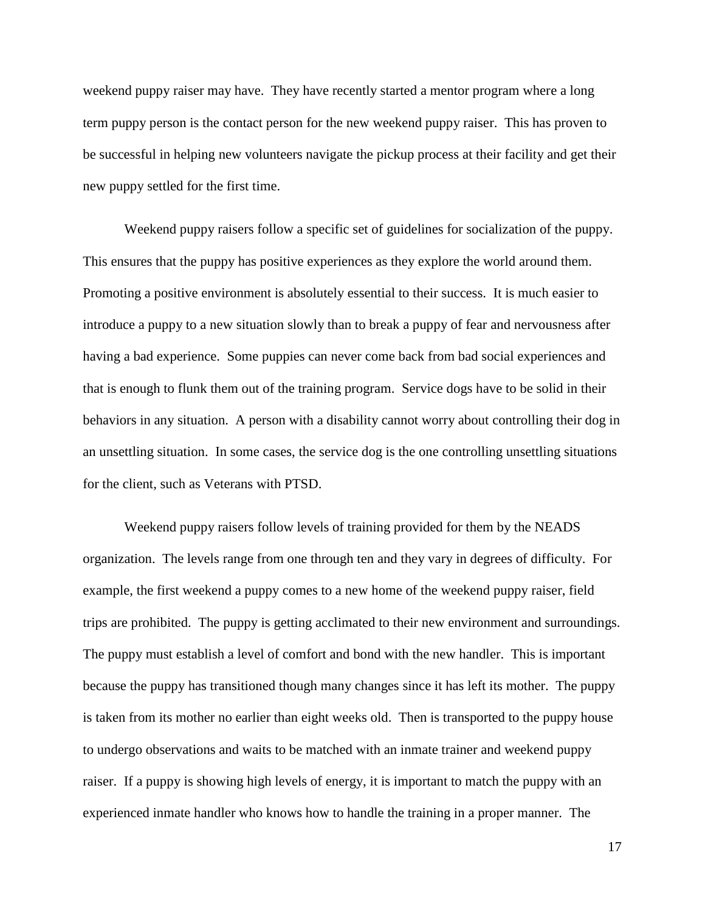weekend puppy raiser may have. They have recently started a mentor program where a long term puppy person is the contact person for the new weekend puppy raiser. This has proven to be successful in helping new volunteers navigate the pickup process at their facility and get their new puppy settled for the first time.

Weekend puppy raisers follow a specific set of guidelines for socialization of the puppy. This ensures that the puppy has positive experiences as they explore the world around them. Promoting a positive environment is absolutely essential to their success. It is much easier to introduce a puppy to a new situation slowly than to break a puppy of fear and nervousness after having a bad experience. Some puppies can never come back from bad social experiences and that is enough to flunk them out of the training program. Service dogs have to be solid in their behaviors in any situation. A person with a disability cannot worry about controlling their dog in an unsettling situation. In some cases, the service dog is the one controlling unsettling situations for the client, such as Veterans with PTSD.

Weekend puppy raisers follow levels of training provided for them by the NEADS organization. The levels range from one through ten and they vary in degrees of difficulty. For example, the first weekend a puppy comes to a new home of the weekend puppy raiser, field trips are prohibited. The puppy is getting acclimated to their new environment and surroundings. The puppy must establish a level of comfort and bond with the new handler. This is important because the puppy has transitioned though many changes since it has left its mother. The puppy is taken from its mother no earlier than eight weeks old. Then is transported to the puppy house to undergo observations and waits to be matched with an inmate trainer and weekend puppy raiser. If a puppy is showing high levels of energy, it is important to match the puppy with an experienced inmate handler who knows how to handle the training in a proper manner. The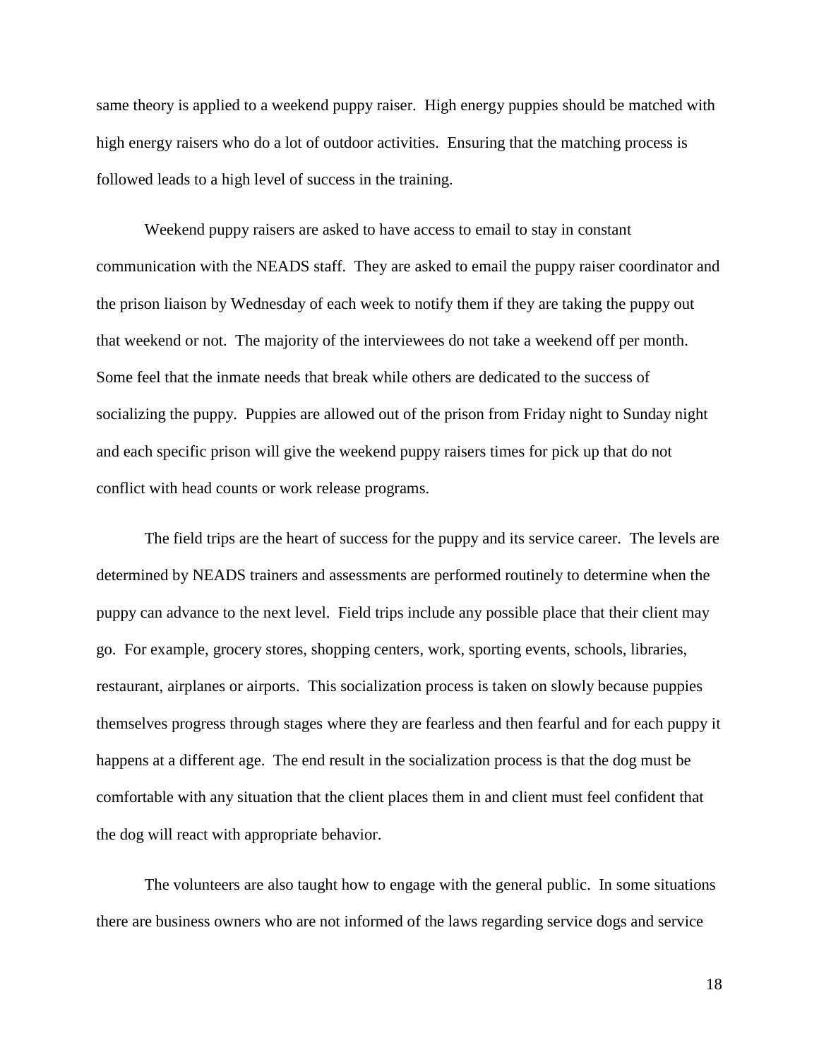same theory is applied to a weekend puppy raiser. High energy puppies should be matched with high energy raisers who do a lot of outdoor activities. Ensuring that the matching process is followed leads to a high level of success in the training.

Weekend puppy raisers are asked to have access to email to stay in constant communication with the NEADS staff. They are asked to email the puppy raiser coordinator and the prison liaison by Wednesday of each week to notify them if they are taking the puppy out that weekend or not. The majority of the interviewees do not take a weekend off per month. Some feel that the inmate needs that break while others are dedicated to the success of socializing the puppy. Puppies are allowed out of the prison from Friday night to Sunday night and each specific prison will give the weekend puppy raisers times for pick up that do not conflict with head counts or work release programs.

The field trips are the heart of success for the puppy and its service career. The levels are determined by NEADS trainers and assessments are performed routinely to determine when the puppy can advance to the next level. Field trips include any possible place that their client may go. For example, grocery stores, shopping centers, work, sporting events, schools, libraries, restaurant, airplanes or airports. This socialization process is taken on slowly because puppies themselves progress through stages where they are fearless and then fearful and for each puppy it happens at a different age. The end result in the socialization process is that the dog must be comfortable with any situation that the client places them in and client must feel confident that the dog will react with appropriate behavior.

The volunteers are also taught how to engage with the general public. In some situations there are business owners who are not informed of the laws regarding service dogs and service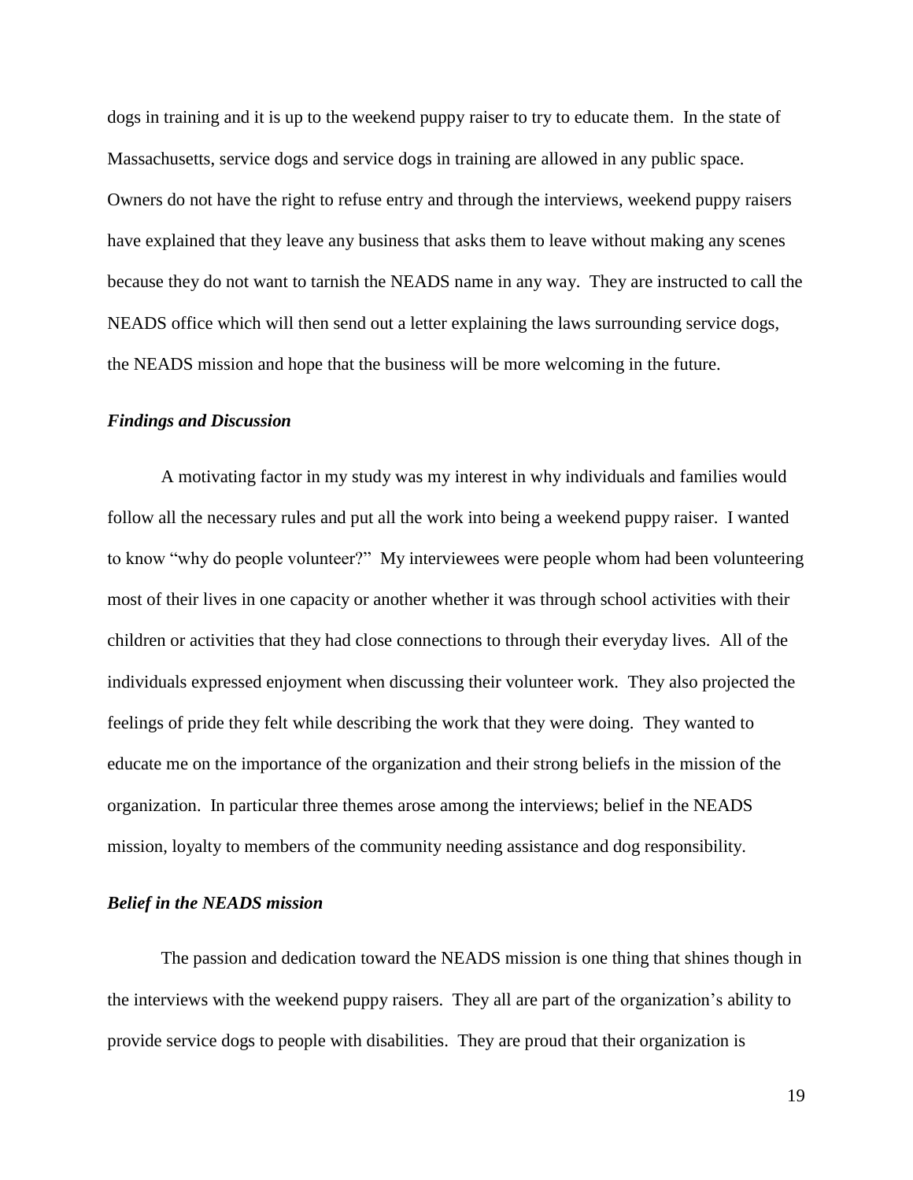dogs in training and it is up to the weekend puppy raiser to try to educate them. In the state of Massachusetts, service dogs and service dogs in training are allowed in any public space. Owners do not have the right to refuse entry and through the interviews, weekend puppy raisers have explained that they leave any business that asks them to leave without making any scenes because they do not want to tarnish the NEADS name in any way. They are instructed to call the NEADS office which will then send out a letter explaining the laws surrounding service dogs, the NEADS mission and hope that the business will be more welcoming in the future.

### *Findings and Discussion*

A motivating factor in my study was my interest in why individuals and families would follow all the necessary rules and put all the work into being a weekend puppy raiser. I wanted to know "why do people volunteer?" My interviewees were people whom had been volunteering most of their lives in one capacity or another whether it was through school activities with their children or activities that they had close connections to through their everyday lives. All of the individuals expressed enjoyment when discussing their volunteer work. They also projected the feelings of pride they felt while describing the work that they were doing. They wanted to educate me on the importance of the organization and their strong beliefs in the mission of the organization. In particular three themes arose among the interviews; belief in the NEADS mission, loyalty to members of the community needing assistance and dog responsibility.

### *Belief in the NEADS mission*

The passion and dedication toward the NEADS mission is one thing that shines though in the interviews with the weekend puppy raisers. They all are part of the organization's ability to provide service dogs to people with disabilities. They are proud that their organization is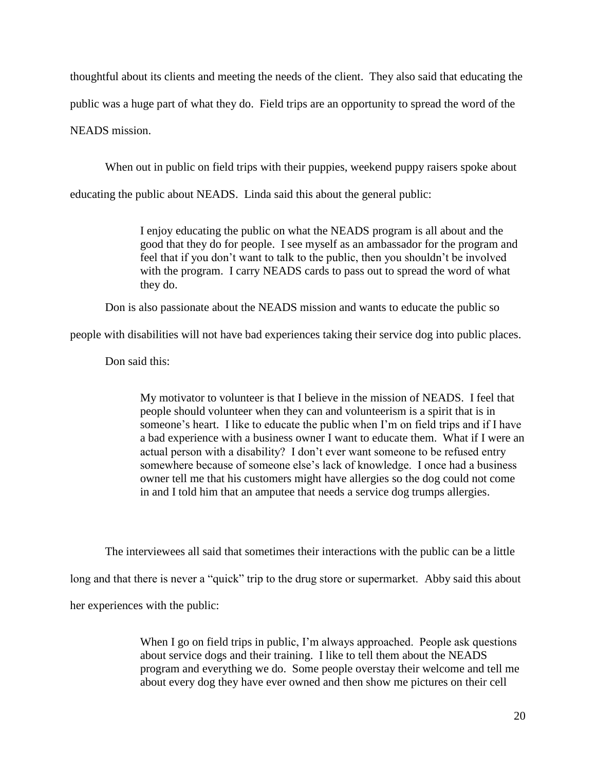thoughtful about its clients and meeting the needs of the client. They also said that educating the public was a huge part of what they do. Field trips are an opportunity to spread the word of the NEADS mission.

When out in public on field trips with their puppies, weekend puppy raisers spoke about educating the public about NEADS. Linda said this about the general public:

> I enjoy educating the public on what the NEADS program is all about and the good that they do for people. I see myself as an ambassador for the program and feel that if you don't want to talk to the public, then you shouldn't be involved with the program. I carry NEADS cards to pass out to spread the word of what they do.

Don is also passionate about the NEADS mission and wants to educate the public so people with disabilities will not have bad experiences taking their service dog into public places.

Don said this:

> My motivator to volunteer is that I believe in the mission of NEADS. I feel that people should volunteer when they can and volunteerism is a spirit that is in someone's heart. I like to educate the public when I'm on field trips and if I have a bad experience with a business owner I want to educate them. What if I were an actual person with a disability? I don't ever want someone to be refused entry somewhere because of someone else's lack of knowledge. I once had a business owner tell me that his customers might have allergies so the dog could not come in and I told him that an amputee that needs a service dog trumps allergies.

The interviewees all said that sometimes their interactions with the public can be a little long and that there is never a "quick" trip to the drug store or supermarket. Abby said this about her experiences with the public:

> When I go on field trips in public, I'm always approached. People ask questions about service dogs and their training. I like to tell them about the NEADS program and everything we do. Some people overstay their welcome and tell me about every dog they have ever owned and then show me pictures on their cell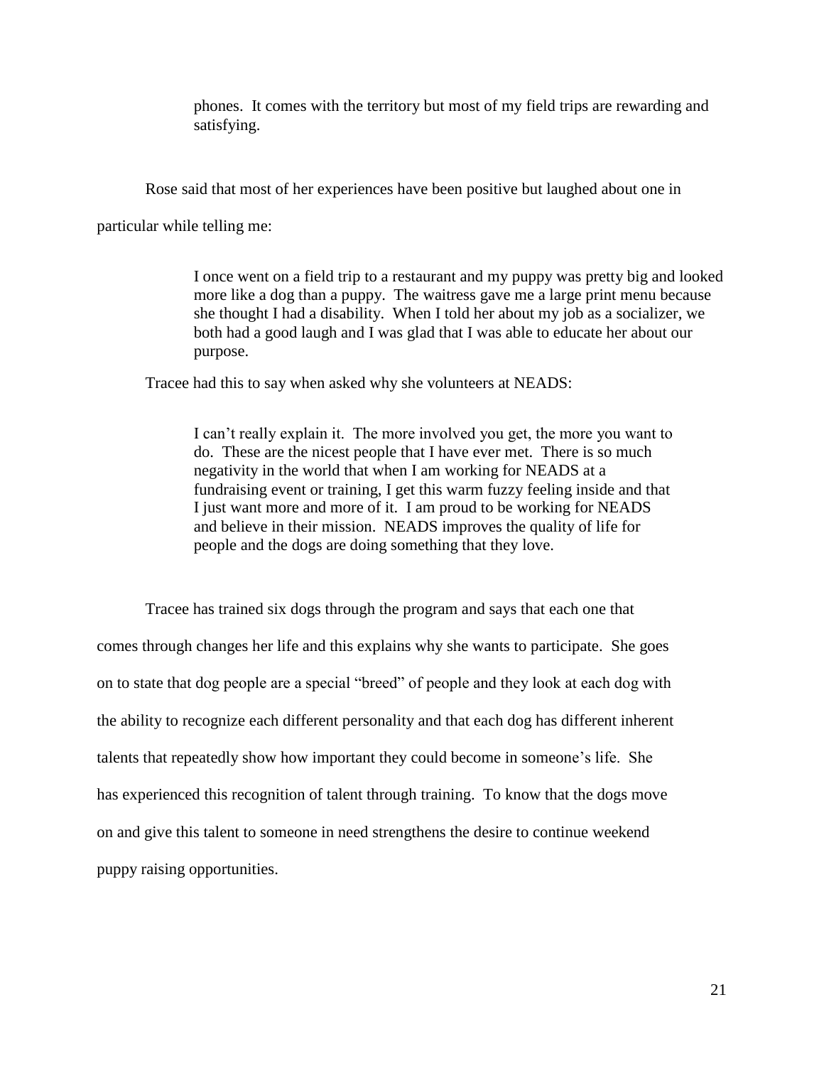> phones. It comes with the territory but most of my field trips are rewarding and satisfying.

Rose said that most of her experiences have been positive but laughed about one in particular while telling me:

> I once went on a field trip to a restaurant and my puppy was pretty big and looked more like a dog than a puppy. The waitress gave me a large print menu because she thought I had a disability. When I told her about my job as a socializer, we both had a good laugh and I was glad that I was able to educate her about our purpose.

Tracee had this to say when asked why she volunteers at NEADS:

> I can't really explain it. The more involved you get, the more you want to do. These are the nicest people that I have ever met. There is so much negativity in the world that when I am working for NEADS at a fundraising event or training, I get this warm fuzzy feeling inside and that I just want more and more of it. I am proud to be working for NEADS and believe in their mission. NEADS improves the quality of life for people and the dogs are doing something that they love.

Tracee has trained six dogs through the program and says that each one that comes through changes her life and this explains why she wants to participate. She goes on to state that dog people are a special "breed" of people and they look at each dog with the ability to recognize each different personality and that each dog has different inherent talents that repeatedly show how important they could become in someone's life. She has experienced this recognition of talent through training. To know that the dogs move on and give this talent to someone in need strengthens the desire to continue weekend puppy raising opportunities.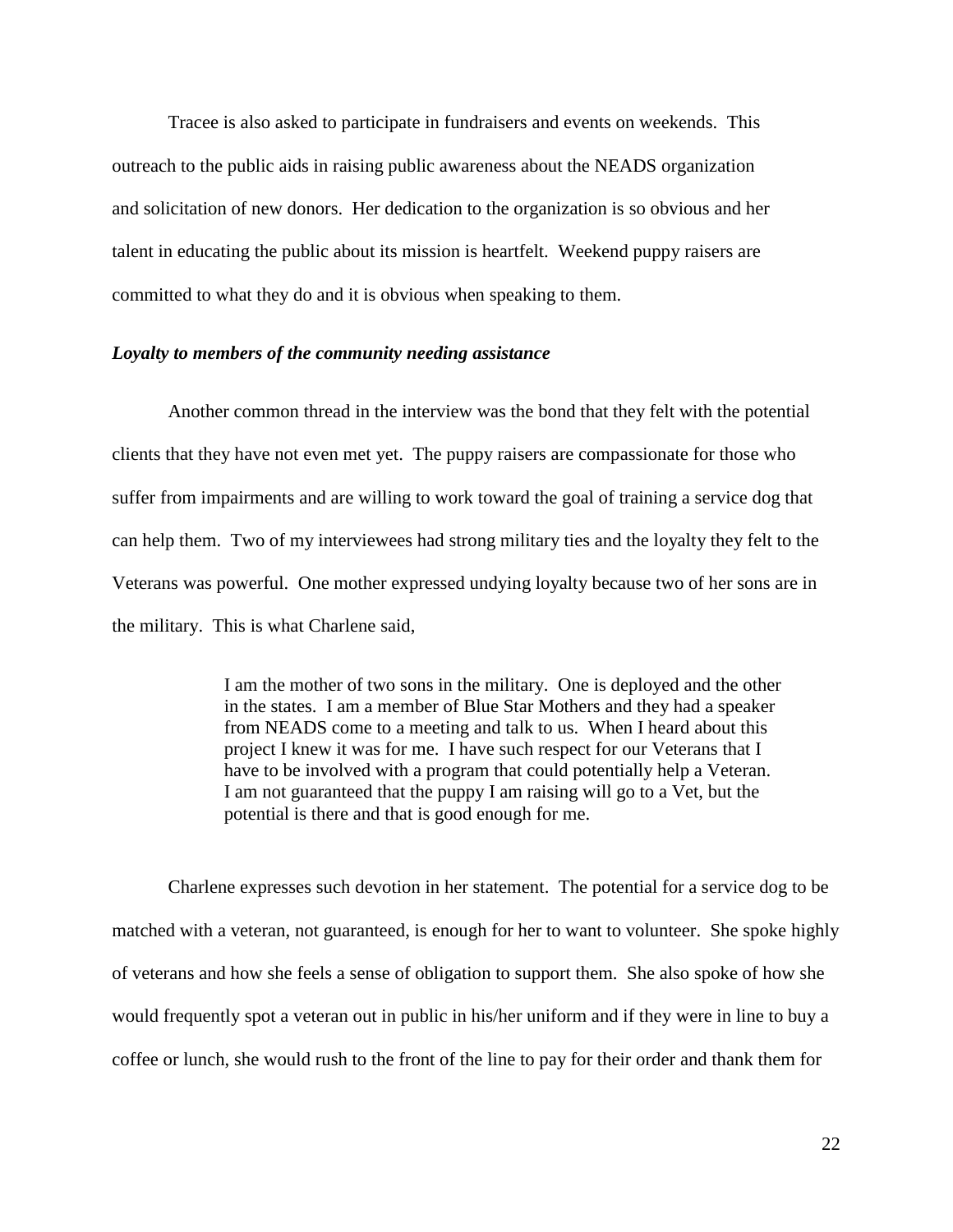Tracee is also asked to participate in fundraisers and events on weekends. This outreach to the public aids in raising public awareness about the NEADS organization and solicitation of new donors. Her dedication to the organization is so obvious and her talent in educating the public about its mission is heartfelt. Weekend puppy raisers are committed to what they do and it is obvious when speaking to them.

***Loyalty to members of the community needing assistance***

Another common thread in the interview was the bond that they felt with the potential clients that they have not even met yet. The puppy raisers are compassionate for those who suffer from impairments and are willing to work toward the goal of training a service dog that can help them. Two of my interviewees had strong military ties and the loyalty they felt to the Veterans was powerful. One mother expressed undying loyalty because two of her sons are in the military. This is what Charlene said,

> I am the mother of two sons in the military. One is deployed and the other in the states. I am a member of Blue Star Mothers and they had a speaker from NEADS come to a meeting and talk to us. When I heard about this project I knew it was for me. I have such respect for our Veterans that I have to be involved with a program that could potentially help a Veteran. I am not guaranteed that the puppy I am raising will go to a Vet, but the potential is there and that is good enough for me.

Charlene expresses such devotion in her statement. The potential for a service dog to be matched with a veteran, not guaranteed, is enough for her to want to volunteer. She spoke highly of veterans and how she feels a sense of obligation to support them. She also spoke of how she would frequently spot a veteran out in public in his/her uniform and if they were in line to buy a coffee or lunch, she would rush to the front of the line to pay for their order and thank them for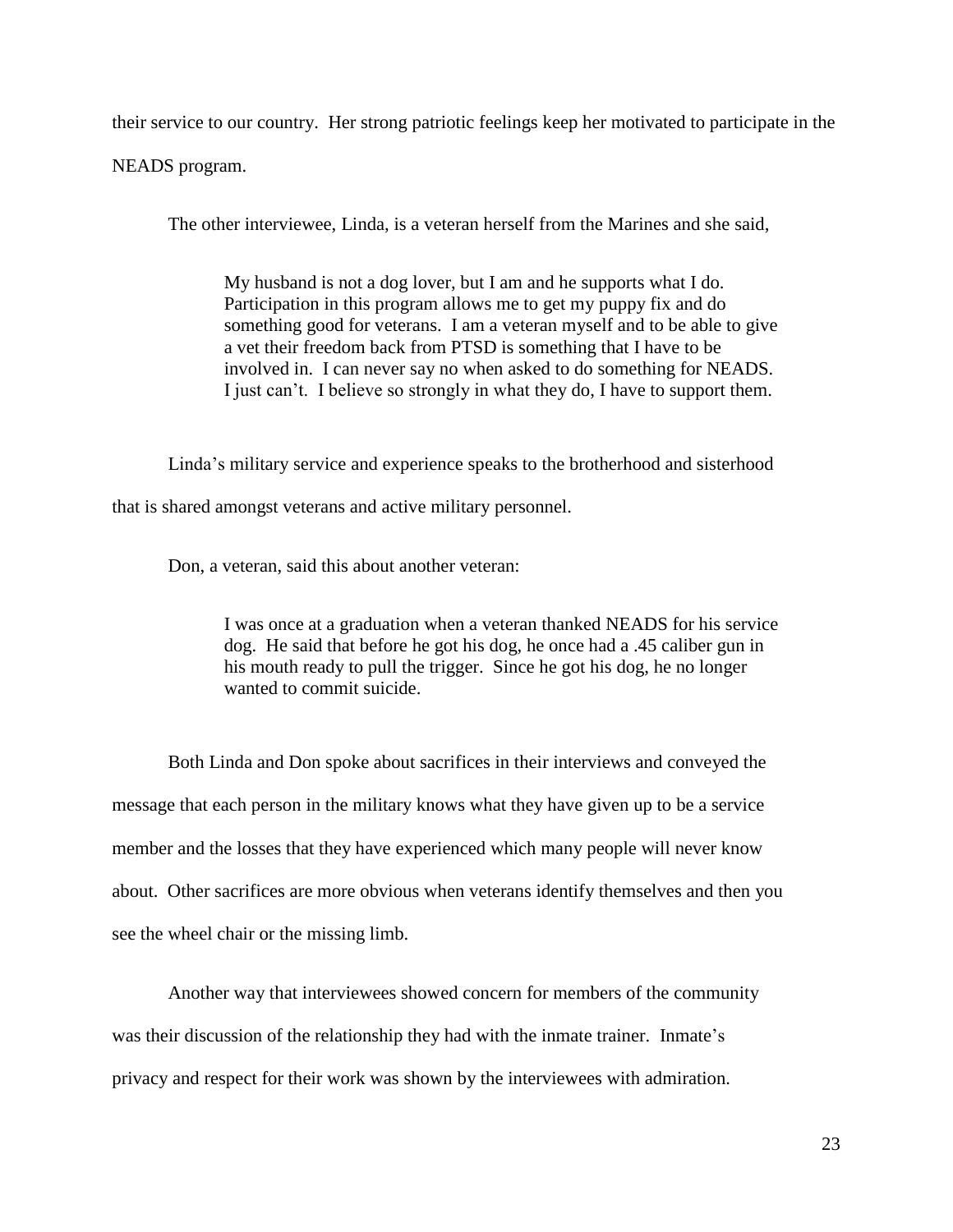their service to our country. Her strong patriotic feelings keep her motivated to participate in the NEADS program.

The other interviewee, Linda, is a veteran herself from the Marines and she said,

> My husband is not a dog lover, but I am and he supports what I do. Participation in this program allows me to get my puppy fix and do something good for veterans. I am a veteran myself and to be able to give a vet their freedom back from PTSD is something that I have to be involved in. I can never say no when asked to do something for NEADS. I just can't. I believe so strongly in what they do, I have to support them.

Linda's military service and experience speaks to the brotherhood and sisterhood that is shared amongst veterans and active military personnel.

Don, a veteran, said this about another veteran:

> I was once at a graduation when a veteran thanked NEADS for his service dog. He said that before he got his dog, he once had a .45 caliber gun in his mouth ready to pull the trigger. Since he got his dog, he no longer wanted to commit suicide.

Both Linda and Don spoke about sacrifices in their interviews and conveyed the message that each person in the military knows what they have given up to be a service member and the losses that they have experienced which many people will never know about. Other sacrifices are more obvious when veterans identify themselves and then you see the wheel chair or the missing limb.

Another way that interviewees showed concern for members of the community was their discussion of the relationship they had with the inmate trainer. Inmate's privacy and respect for their work was shown by the interviewees with admiration.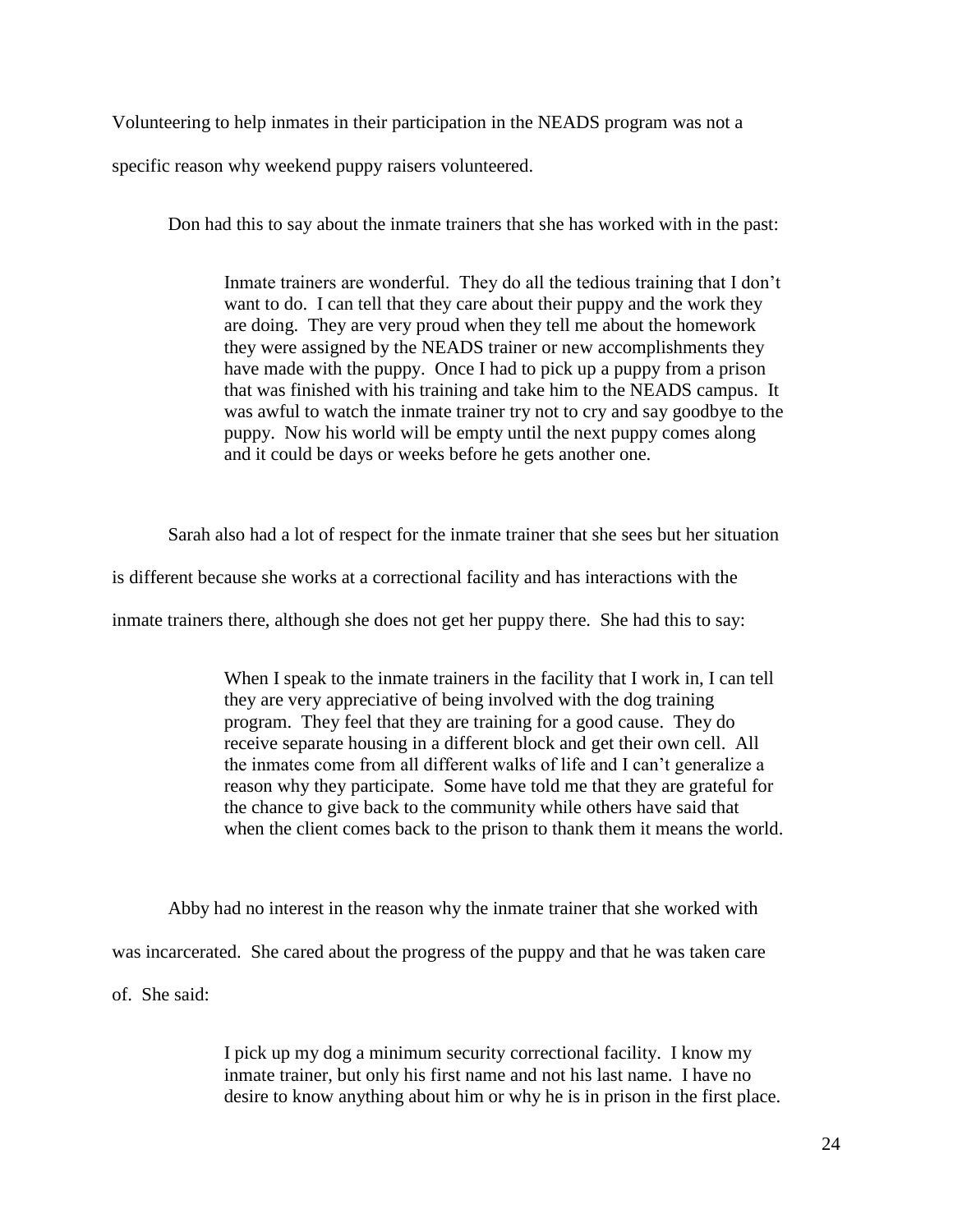Volunteering to help inmates in their participation in the NEADS program was not a specific reason why weekend puppy raisers volunteered.

Don had this to say about the inmate trainers that she has worked with in the past:

> Inmate trainers are wonderful. They do all the tedious training that I don't want to do. I can tell that they care about their puppy and the work they are doing. They are very proud when they tell me about the homework they were assigned by the NEADS trainer or new accomplishments they have made with the puppy. Once I had to pick up a puppy from a prison that was finished with his training and take him to the NEADS campus. It was awful to watch the inmate trainer try not to cry and say goodbye to the puppy. Now his world will be empty until the next puppy comes along and it could be days or weeks before he gets another one.

Sarah also had a lot of respect for the inmate trainer that she sees but her situation is different because she works at a correctional facility and has interactions with the inmate trainers there, although she does not get her puppy there. She had this to say:

> When I speak to the inmate trainers in the facility that I work in, I can tell they are very appreciative of being involved with the dog training program. They feel that they are training for a good cause. They do receive separate housing in a different block and get their own cell. All the inmates come from all different walks of life and I can't generalize a reason why they participate. Some have told me that they are grateful for the chance to give back to the community while others have said that when the client comes back to the prison to thank them it means the world.

Abby had no interest in the reason why the inmate trainer that she worked with was incarcerated. She cared about the progress of the puppy and that he was taken care of. She said:

> I pick up my dog a minimum security correctional facility. I know my inmate trainer, but only his first name and not his last name. I have no desire to know anything about him or why he is in prison in the first place.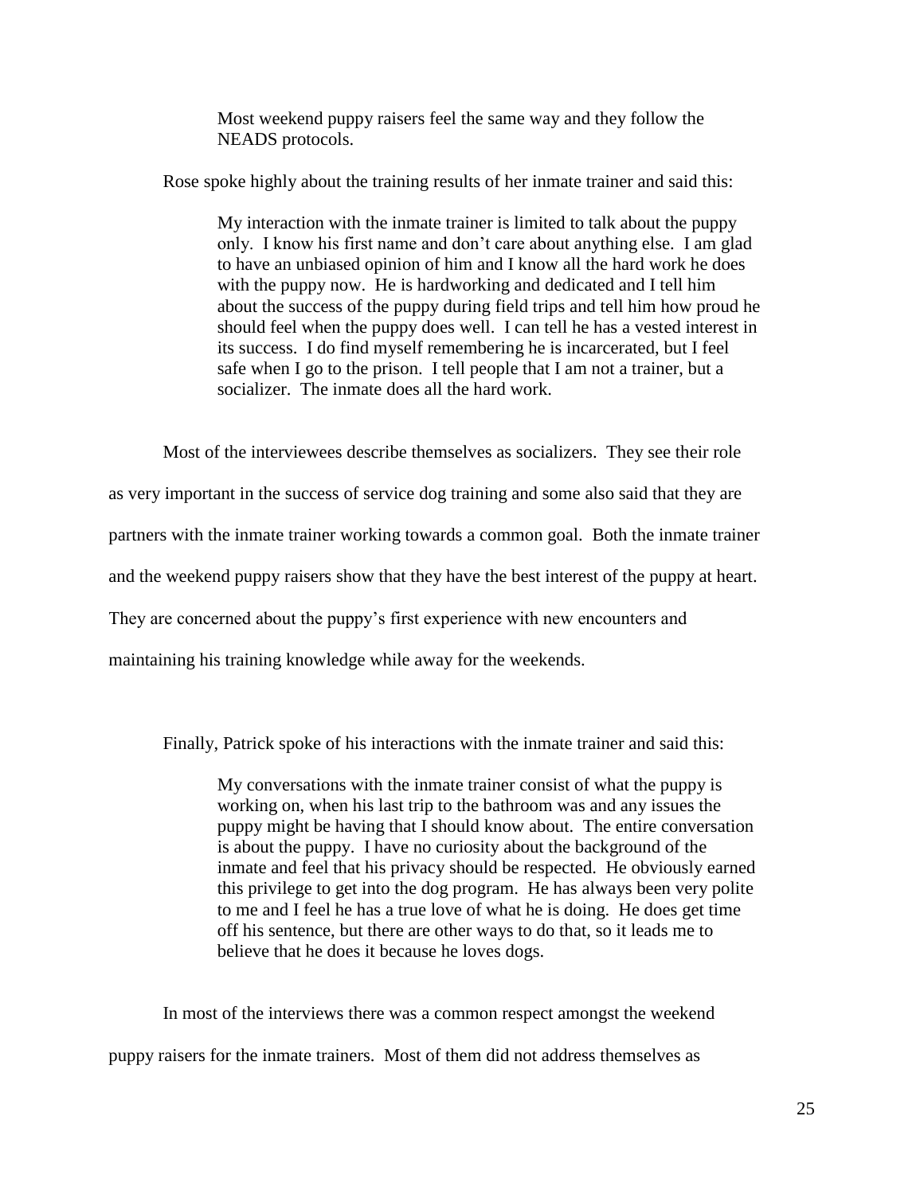> Most weekend puppy raisers feel the same way and they follow the NEADS protocols.

Rose spoke highly about the training results of her inmate trainer and said this:

> My interaction with the inmate trainer is limited to talk about the puppy only. I know his first name and don't care about anything else. I am glad to have an unbiased opinion of him and I know all the hard work he does with the puppy now. He is hardworking and dedicated and I tell him about the success of the puppy during field trips and tell him how proud he should feel when the puppy does well. I can tell he has a vested interest in its success. I do find myself remembering he is incarcerated, but I feel safe when I go to the prison. I tell people that I am not a trainer, but a socializer. The inmate does all the hard work.

Most of the interviewees describe themselves as socializers. They see their role as very important in the success of service dog training and some also said that they are partners with the inmate trainer working towards a common goal. Both the inmate trainer and the weekend puppy raisers show that they have the best interest of the puppy at heart. They are concerned about the puppy's first experience with new encounters and maintaining his training knowledge while away for the weekends.

Finally, Patrick spoke of his interactions with the inmate trainer and said this:

> My conversations with the inmate trainer consist of what the puppy is working on, when his last trip to the bathroom was and any issues the puppy might be having that I should know about. The entire conversation is about the puppy. I have no curiosity about the background of the inmate and feel that his privacy should be respected. He obviously earned this privilege to get into the dog program. He has always been very polite to me and I feel he has a true love of what he is doing. He does get time off his sentence, but there are other ways to do that, so it leads me to believe that he does it because he loves dogs.

In most of the interviews there was a common respect amongst the weekend puppy raisers for the inmate trainers. Most of them did not address themselves as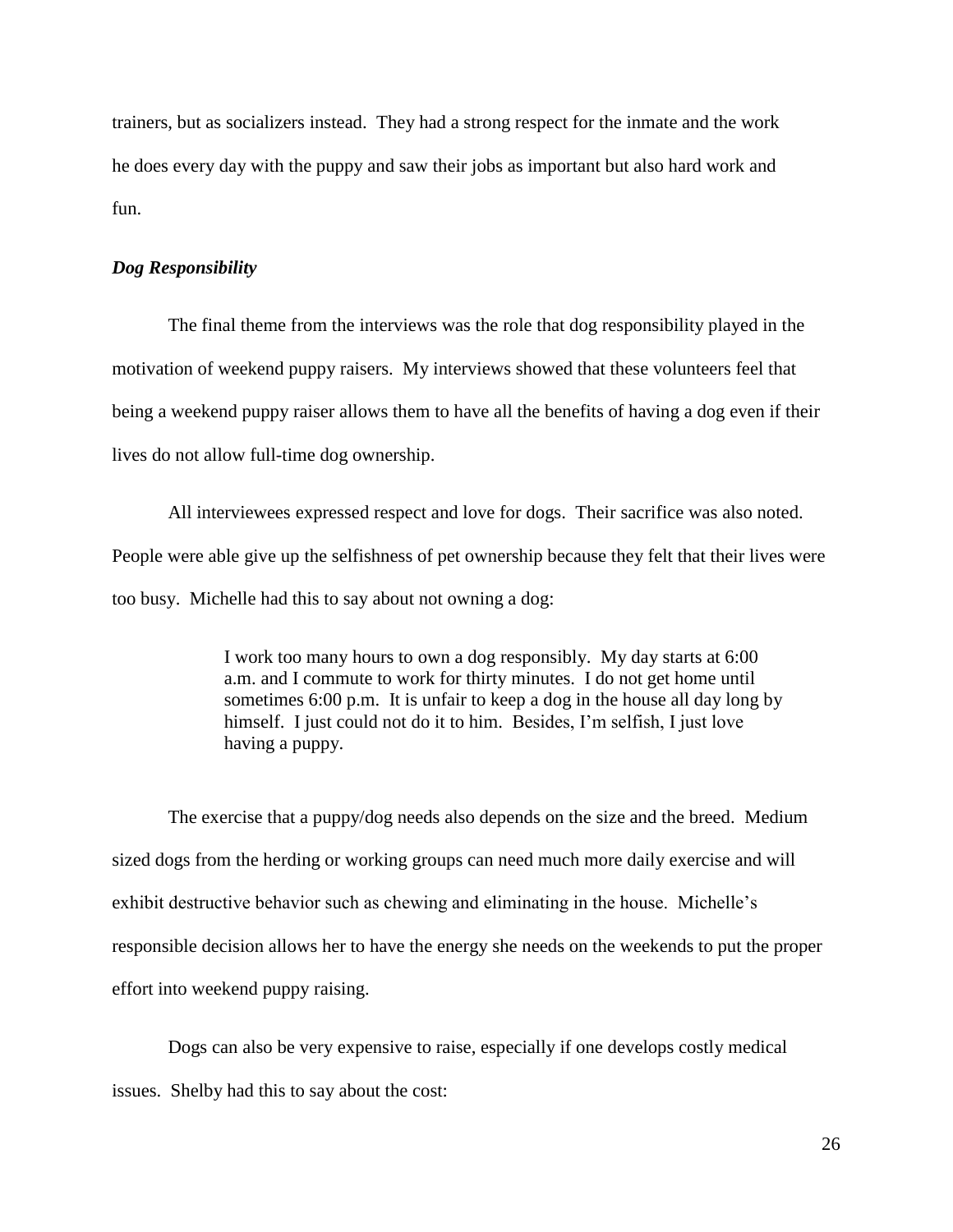trainers, but as socializers instead. They had a strong respect for the inmate and the work he does every day with the puppy and saw their jobs as important but also hard work and fun.

### *Dog Responsibility*

The final theme from the interviews was the role that dog responsibility played in the motivation of weekend puppy raisers. My interviews showed that these volunteers feel that being a weekend puppy raiser allows them to have all the benefits of having a dog even if their lives do not allow full-time dog ownership.

All interviewees expressed respect and love for dogs. Their sacrifice was also noted. People were able give up the selfishness of pet ownership because they felt that their lives were too busy. Michelle had this to say about not owning a dog:

> I work too many hours to own a dog responsibly. My day starts at 6:00 a.m. and I commute to work for thirty minutes. I do not get home until sometimes 6:00 p.m. It is unfair to keep a dog in the house all day long by himself. I just could not do it to him. Besides, I'm selfish, I just love having a puppy.

The exercise that a puppy/dog needs also depends on the size and the breed. Medium sized dogs from the herding or working groups can need much more daily exercise and will exhibit destructive behavior such as chewing and eliminating in the house. Michelle's responsible decision allows her to have the energy she needs on the weekends to put the proper effort into weekend puppy raising.

Dogs can also be very expensive to raise, especially if one develops costly medical issues. Shelby had this to say about the cost: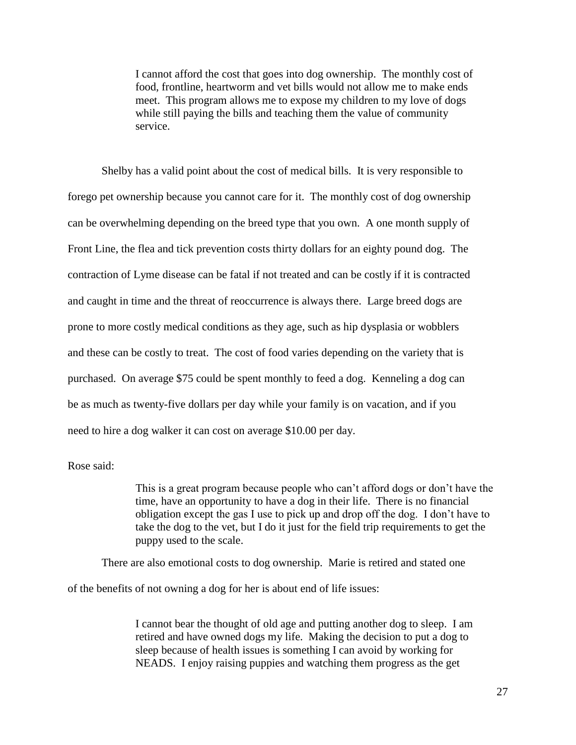> I cannot afford the cost that goes into dog ownership. The monthly cost of food, frontline, heartworm and vet bills would not allow me to make ends meet. This program allows me to expose my children to my love of dogs while still paying the bills and teaching them the value of community service.

Shelby has a valid point about the cost of medical bills. It is very responsible to forego pet ownership because you cannot care for it. The monthly cost of dog ownership can be overwhelming depending on the breed type that you own. A one month supply of Front Line, the flea and tick prevention costs thirty dollars for an eighty pound dog. The contraction of Lyme disease can be fatal if not treated and can be costly if it is contracted and caught in time and the threat of reoccurrence is always there. Large breed dogs are prone to more costly medical conditions as they age, such as hip dysplasia or wobblers and these can be costly to treat. The cost of food varies depending on the variety that is purchased. On average $75 could be spent monthly to feed a dog. Kenneling a dog can be as much as twenty-five dollars per day while your family is on vacation, and if you need to hire a dog walker it can cost on average $10.00 per day.

Rose said:

> This is a great program because people who can't afford dogs or don't have the time, have an opportunity to have a dog in their life. There is no financial obligation except the gas I use to pick up and drop off the dog. I don't have to take the dog to the vet, but I do it just for the field trip requirements to get the puppy used to the scale.

There are also emotional costs to dog ownership. Marie is retired and stated one of the benefits of not owning a dog for her is about end of life issues:

> I cannot bear the thought of old age and putting another dog to sleep. I am retired and have owned dogs my life. Making the decision to put a dog to sleep because of health issues is something I can avoid by working for NEADS. I enjoy raising puppies and watching them progress as the get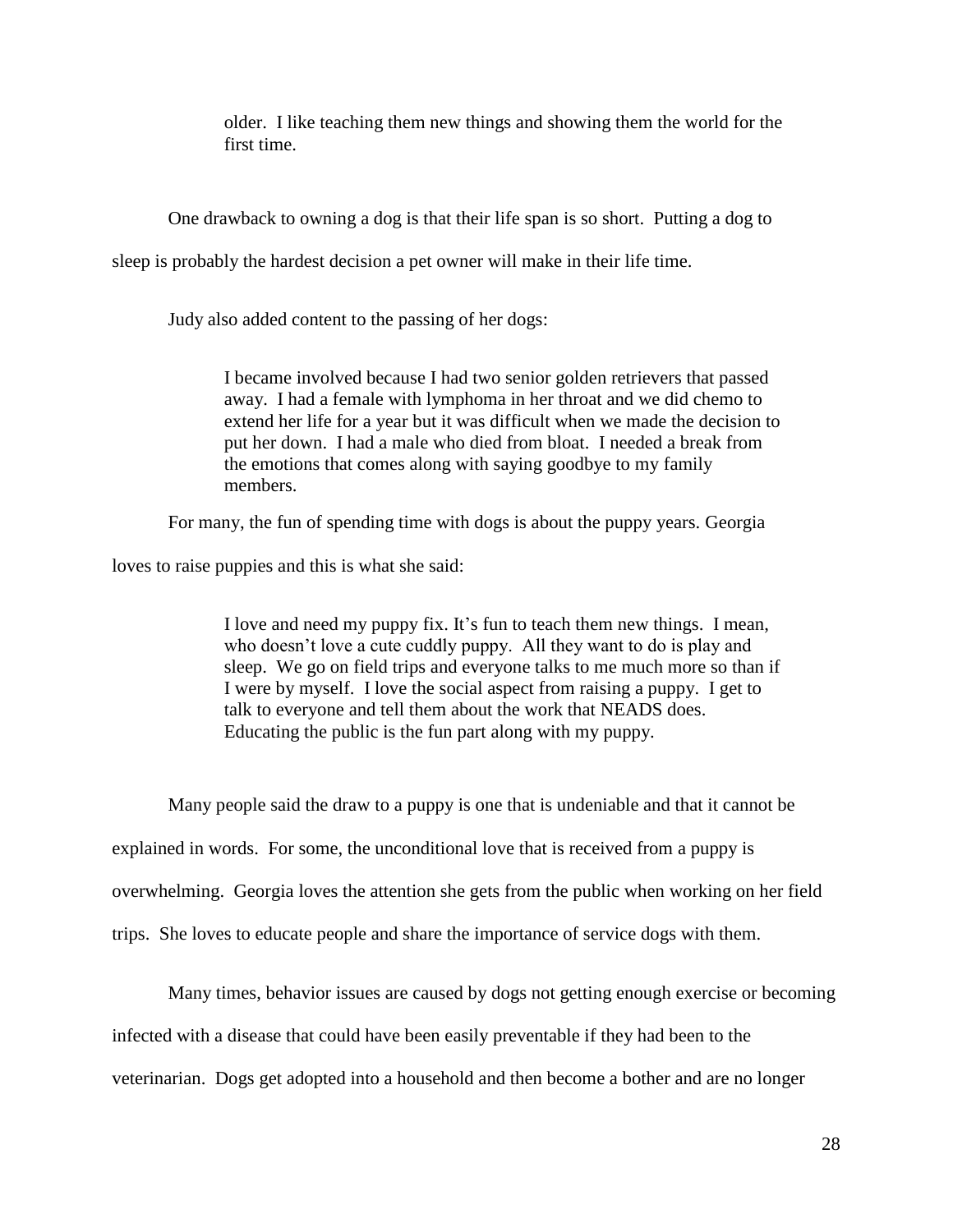> older. I like teaching them new things and showing them the world for the first time.

One drawback to owning a dog is that their life span is so short. Putting a dog to sleep is probably the hardest decision a pet owner will make in their life time.

Judy also added content to the passing of her dogs:

> I became involved because I had two senior golden retrievers that passed away. I had a female with lymphoma in her throat and we did chemo to extend her life for a year but it was difficult when we made the decision to put her down. I had a male who died from bloat. I needed a break from the emotions that comes along with saying goodbye to my family members.

For many, the fun of spending time with dogs is about the puppy years. Georgia loves to raise puppies and this is what she said:

> I love and need my puppy fix. It's fun to teach them new things. I mean, who doesn't love a cute cuddly puppy. All they want to do is play and sleep. We go on field trips and everyone talks to me much more so than if I were by myself. I love the social aspect from raising a puppy. I get to talk to everyone and tell them about the work that NEADS does. Educating the public is the fun part along with my puppy.

Many people said the draw to a puppy is one that is undeniable and that it cannot be explained in words. For some, the unconditional love that is received from a puppy is overwhelming. Georgia loves the attention she gets from the public when working on her field trips. She loves to educate people and share the importance of service dogs with them.

Many times, behavior issues are caused by dogs not getting enough exercise or becoming infected with a disease that could have been easily preventable if they had been to the veterinarian. Dogs get adopted into a household and then become a bother and are no longer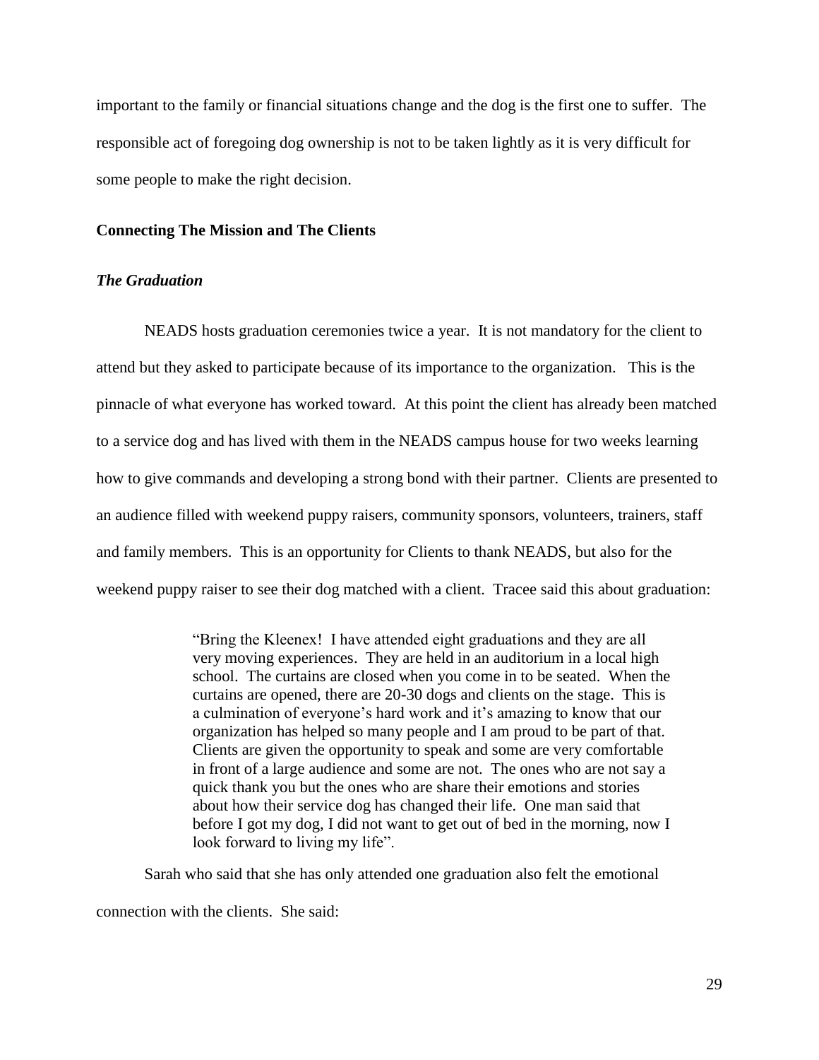important to the family or financial situations change and the dog is the first one to suffer. The responsible act of foregoing dog ownership is not to be taken lightly as it is very difficult for some people to make the right decision.

## Connecting The Mission and The Clients

### *The Graduation*

NEADS hosts graduation ceremonies twice a year. It is not mandatory for the client to attend but they asked to participate because of its importance to the organization. This is the pinnacle of what everyone has worked toward. At this point the client has already been matched to a service dog and has lived with them in the NEADS campus house for two weeks learning how to give commands and developing a strong bond with their partner. Clients are presented to an audience filled with weekend puppy raisers, community sponsors, volunteers, trainers, staff and family members. This is an opportunity for Clients to thank NEADS, but also for the weekend puppy raiser to see their dog matched with a client. Tracee said this about graduation:

> "Bring the Kleenex! I have attended eight graduations and they are all very moving experiences. They are held in an auditorium in a local high school. The curtains are closed when you come in to be seated. When the curtains are opened, there are 20-30 dogs and clients on the stage. This is a culmination of everyone's hard work and it's amazing to know that our organization has helped so many people and I am proud to be part of that. Clients are given the opportunity to speak and some are very comfortable in front of a large audience and some are not. The ones who are not say a quick thank you but the ones who are share their emotions and stories about how their service dog has changed their life. One man said that before I got my dog, I did not want to get out of bed in the morning, now I look forward to living my life".

Sarah who said that she has only attended one graduation also felt the emotional connection with the clients. She said: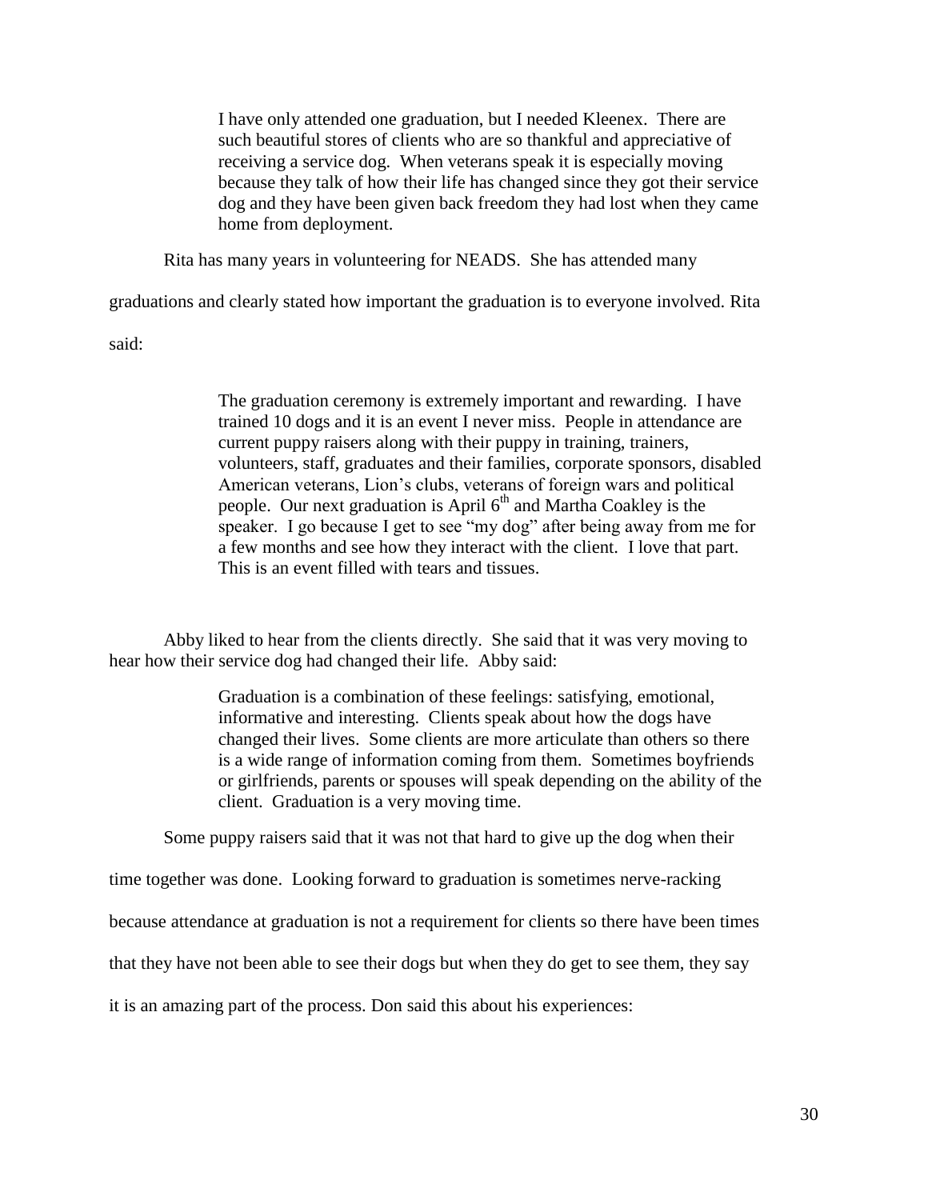> I have only attended one graduation, but I needed Kleenex. There are such beautiful stores of clients who are so thankful and appreciative of receiving a service dog. When veterans speak it is especially moving because they talk of how their life has changed since they got their service dog and they have been given back freedom they had lost when they came home from deployment.

Rita has many years in volunteering for NEADS. She has attended many graduations and clearly stated how important the graduation is to everyone involved. Rita said:

> The graduation ceremony is extremely important and rewarding. I have trained 10 dogs and it is an event I never miss. People in attendance are current puppy raisers along with their puppy in training, trainers, volunteers, staff, graduates and their families, corporate sponsors, disabled American veterans, Lion's clubs, veterans of foreign wars and political people. Our next graduation is April 6th and Martha Coakley is the speaker. I go because I get to see "my dog" after being away from me for a few months and see how they interact with the client. I love that part. This is an event filled with tears and tissues.

Abby liked to hear from the clients directly. She said that it was very moving to hear how their service dog had changed their life. Abby said:

> Graduation is a combination of these feelings: satisfying, emotional, informative and interesting. Clients speak about how the dogs have changed their lives. Some clients are more articulate than others so there is a wide range of information coming from them. Sometimes boyfriends or girlfriends, parents or spouses will speak depending on the ability of the client. Graduation is a very moving time.

Some puppy raisers said that it was not that hard to give up the dog when their time together was done. Looking forward to graduation is sometimes nerve-racking because attendance at graduation is not a requirement for clients so there have been times that they have not been able to see their dogs but when they do get to see them, they say it is an amazing part of the process. Don said this about his experiences: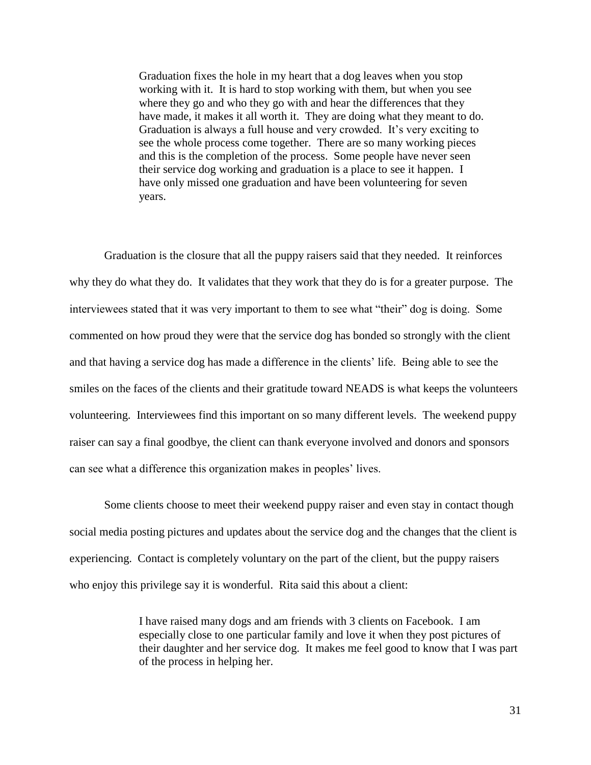> Graduation fixes the hole in my heart that a dog leaves when you stop working with it. It is hard to stop working with them, but when you see where they go and who they go with and hear the differences that they have made, it makes it all worth it. They are doing what they meant to do. Graduation is always a full house and very crowded. It's very exciting to see the whole process come together. There are so many working pieces and this is the completion of the process. Some people have never seen their service dog working and graduation is a place to see it happen. I have only missed one graduation and have been volunteering for seven years.

Graduation is the closure that all the puppy raisers said that they needed. It reinforces why they do what they do. It validates that they work that they do is for a greater purpose. The interviewees stated that it was very important to them to see what "their" dog is doing. Some commented on how proud they were that the service dog has bonded so strongly with the client and that having a service dog has made a difference in the clients' life. Being able to see the smiles on the faces of the clients and their gratitude toward NEADS is what keeps the volunteers volunteering. Interviewees find this important on so many different levels. The weekend puppy raiser can say a final goodbye, the client can thank everyone involved and donors and sponsors can see what a difference this organization makes in peoples' lives.

Some clients choose to meet their weekend puppy raiser and even stay in contact though social media posting pictures and updates about the service dog and the changes that the client is experiencing. Contact is completely voluntary on the part of the client, but the puppy raisers who enjoy this privilege say it is wonderful. Rita said this about a client:

> I have raised many dogs and am friends with 3 clients on Facebook. I am especially close to one particular family and love it when they post pictures of their daughter and her service dog. It makes me feel good to know that I was part of the process in helping her.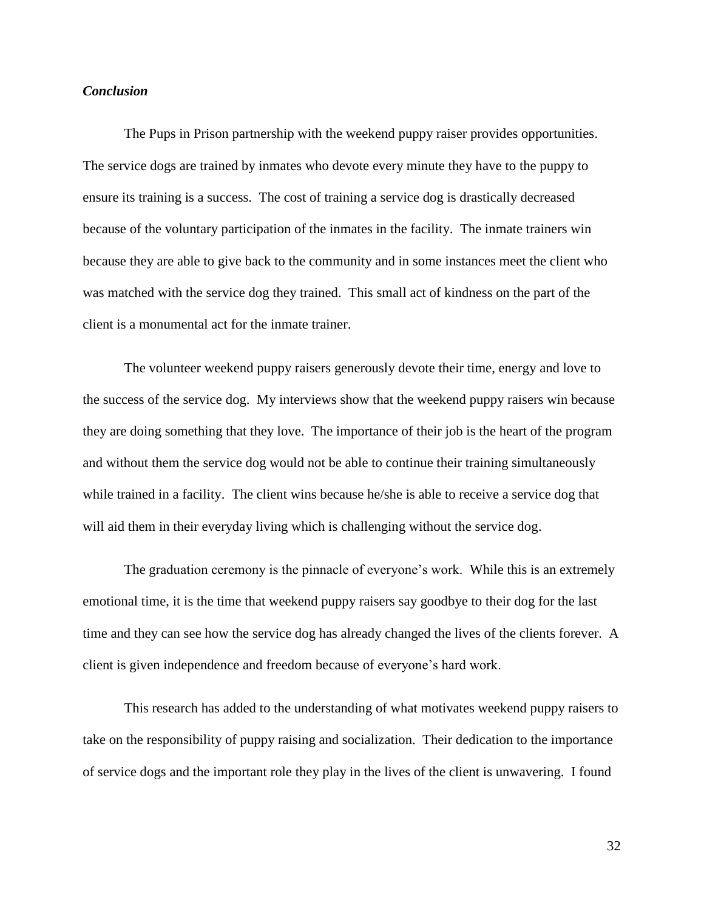### *Conclusion*

The Pups in Prison partnership with the weekend puppy raiser provides opportunities. The service dogs are trained by inmates who devote every minute they have to the puppy to ensure its training is a success. The cost of training a service dog is drastically decreased because of the voluntary participation of the inmates in the facility. The inmate trainers win because they are able to give back to the community and in some instances meet the client who was matched with the service dog they trained. This small act of kindness on the part of the client is a monumental act for the inmate trainer.

The volunteer weekend puppy raisers generously devote their time, energy and love to the success of the service dog. My interviews show that the weekend puppy raisers win because they are doing something that they love. The importance of their job is the heart of the program and without them the service dog would not be able to continue their training simultaneously while trained in a facility. The client wins because he/she is able to receive a service dog that will aid them in their everyday living which is challenging without the service dog.

The graduation ceremony is the pinnacle of everyone's work. While this is an extremely emotional time, it is the time that weekend puppy raisers say goodbye to their dog for the last time and they can see how the service dog has already changed the lives of the clients forever. A client is given independence and freedom because of everyone's hard work.

This research has added to the understanding of what motivates weekend puppy raisers to take on the responsibility of puppy raising and socialization. Their dedication to the importance of service dogs and the important role they play in the lives of the client is unwavering. I found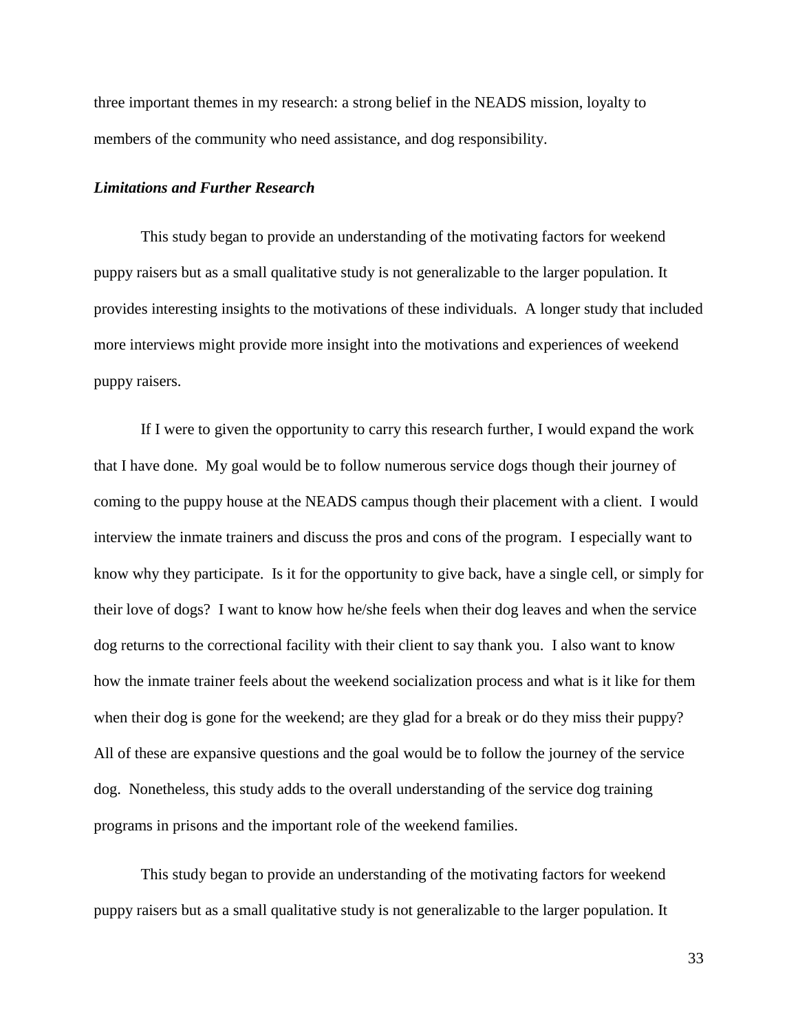three important themes in my research: a strong belief in the NEADS mission, loyalty to members of the community who need assistance, and dog responsibility.

***Limitations and Further Research***

This study began to provide an understanding of the motivating factors for weekend puppy raisers but as a small qualitative study is not generalizable to the larger population. It provides interesting insights to the motivations of these individuals. A longer study that included more interviews might provide more insight into the motivations and experiences of weekend puppy raisers.

If I were to given the opportunity to carry this research further, I would expand the work that I have done. My goal would be to follow numerous service dogs though their journey of coming to the puppy house at the NEADS campus though their placement with a client. I would interview the inmate trainers and discuss the pros and cons of the program. I especially want to know why they participate. Is it for the opportunity to give back, have a single cell, or simply for their love of dogs? I want to know how he/she feels when their dog leaves and when the service dog returns to the correctional facility with their client to say thank you. I also want to know how the inmate trainer feels about the weekend socialization process and what is it like for them when their dog is gone for the weekend; are they glad for a break or do they miss their puppy? All of these are expansive questions and the goal would be to follow the journey of the service dog. Nonetheless, this study adds to the overall understanding of the service dog training programs in prisons and the important role of the weekend families.

This study began to provide an understanding of the motivating factors for weekend puppy raisers but as a small qualitative study is not generalizable to the larger population. It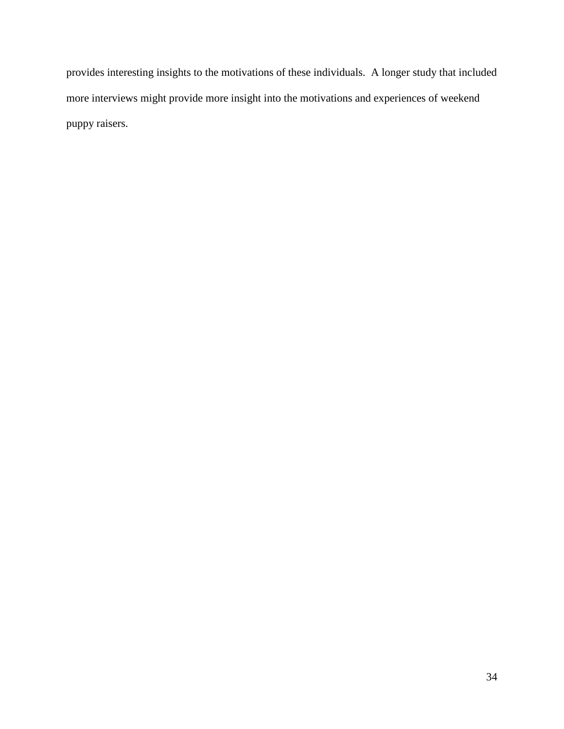provides interesting insights to the motivations of these individuals.  A longer study that included more interviews might provide more insight into the motivations and experiences of weekend puppy raisers.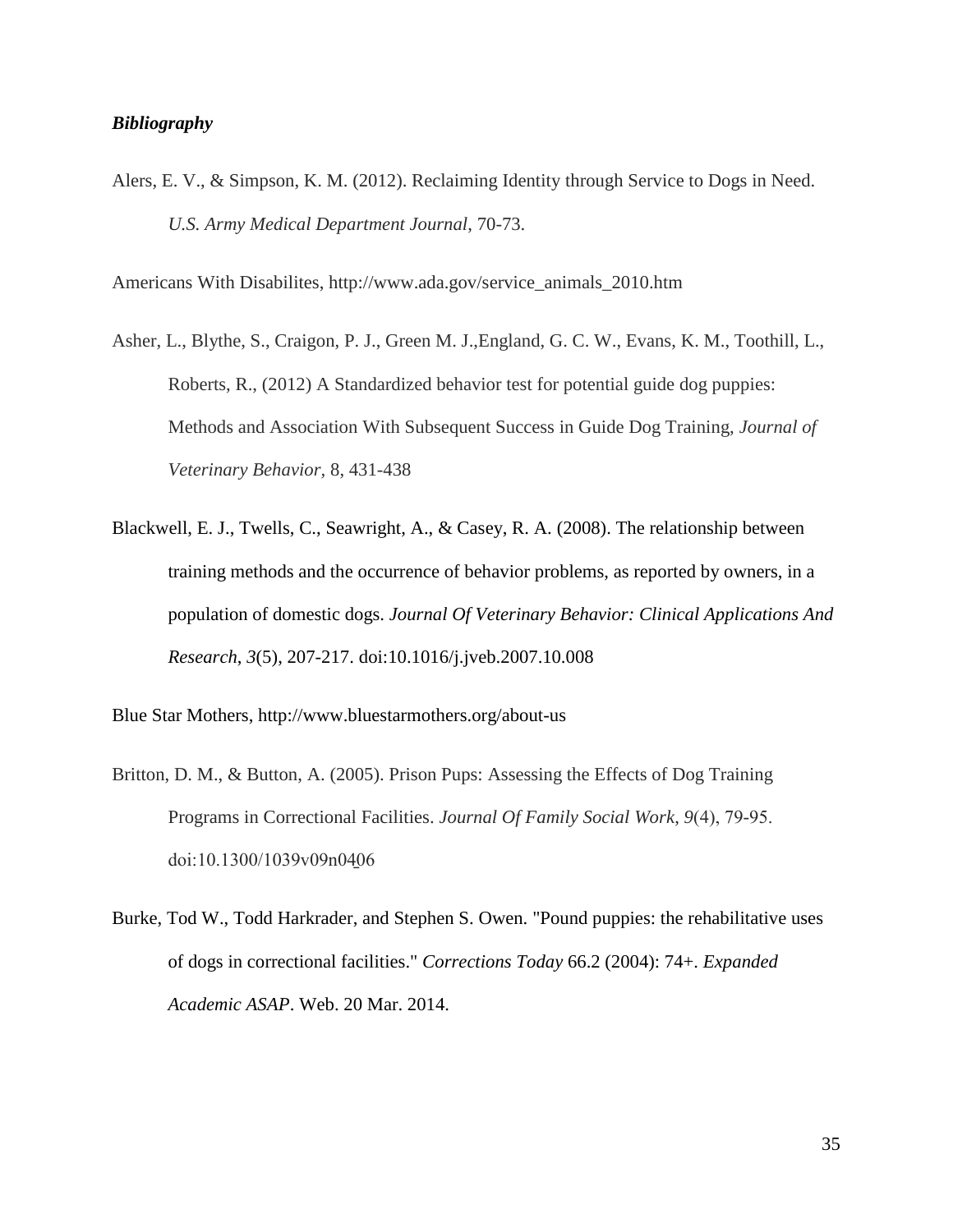***Bibliography***

Alers, E. V., & Simpson, K. M. (2012). Reclaiming Identity through Service to Dogs in Need. *U.S. Army Medical Department Journal*, 70-73.

Americans With Disabilites, http://www.ada.gov/service_animals_2010.htm

Asher, L., Blythe, S., Craigon, P. J., Green M. J.,England, G. C. W., Evans, K. M., Toothill, L., Roberts, R., (2012) A Standardized behavior test for potential guide dog puppies: Methods and Association With Subsequent Success in Guide Dog Training, *Journal of Veterinary Behavior*, 8, 431-438

Blackwell, E. J., Twells, C., Seawright, A., & Casey, R. A. (2008). The relationship between training methods and the occurrence of behavior problems, as reported by owners, in a population of domestic dogs. *Journal Of Veterinary Behavior: Clinical Applications And Research*, *3*(5), 207-217. doi:10.1016/j.jveb.2007.10.008

Blue Star Mothers, http://www.bluestarmothers.org/about-us

Britton, D. M., & Button, A. (2005). Prison Pups: Assessing the Effects of Dog Training Programs in Correctional Facilities. *Journal Of Family Social Work*, *9*(4), 79-95. doi:10.1300/1039v09n0406

Burke, Tod W., Todd Harkrader, and Stephen S. Owen. "Pound puppies: the rehabilitative uses of dogs in correctional facilities." *Corrections Today* 66.2 (2004): 74+. *Expanded Academic ASAP*. Web. 20 Mar. 2014.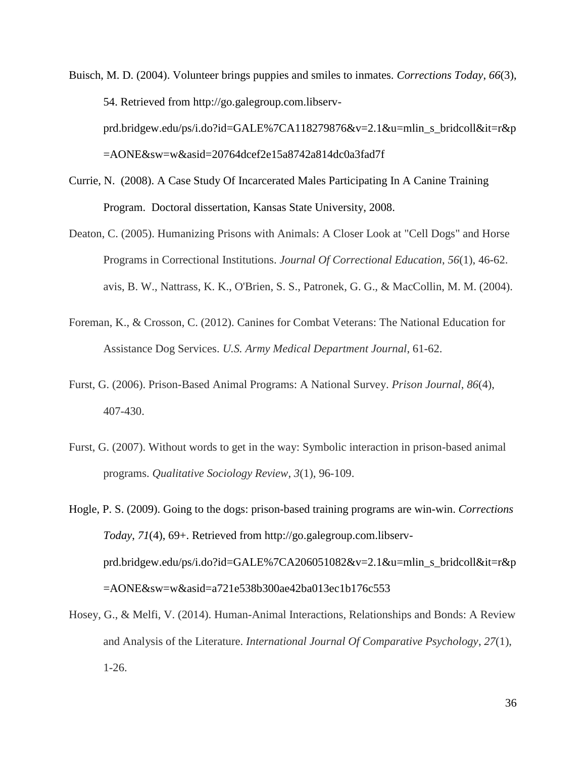Buisch, M. D. (2004). Volunteer brings puppies and smiles to inmates. *Corrections Today*, *66*(3), 54. Retrieved from http://go.galegroup.com.libserv-prd.bridgew.edu/ps/i.do?id=GALE%7CA118279876&v=2.1&u=mlin_s_bridcoll&it=r&p=AONE&sw=w&asid=20764dcef2e15a8742a814dc0a3fad7f

Currie, N. (2008). A Case Study Of Incarcerated Males Participating In A Canine Training Program. Doctoral dissertation, Kansas State University, 2008.

Deaton, C. (2005). Humanizing Prisons with Animals: A Closer Look at "Cell Dogs" and Horse Programs in Correctional Institutions. *Journal Of Correctional Education*, *56*(1), 46-62. avis, B. W., Nattrass, K. K., O'Brien, S. S., Patronek, G. G., & MacCollin, M. M. (2004).

Foreman, K., & Crosson, C. (2012). Canines for Combat Veterans: The National Education for Assistance Dog Services. *U.S. Army Medical Department Journal*, 61-62.

Furst, G. (2006). Prison-Based Animal Programs: A National Survey. *Prison Journal*, *86*(4), 407-430.

Furst, G. (2007). Without words to get in the way: Symbolic interaction in prison-based animal programs. *Qualitative Sociology Review*, *3*(1), 96-109.

Hogle, P. S. (2009). Going to the dogs: prison-based training programs are win-win. *Corrections Today*, *71*(4), 69+. Retrieved from http://go.galegroup.com.libserv-prd.bridgew.edu/ps/i.do?id=GALE%7CA206051082&v=2.1&u=mlin_s_bridcoll&it=r&p=AONE&sw=w&asid=a721e538b300ae42ba013ec1b176c553

Hosey, G., & Melfi, V. (2014). Human-Animal Interactions, Relationships and Bonds: A Review and Analysis of the Literature. *International Journal Of Comparative Psychology*, *27*(1), 1-26.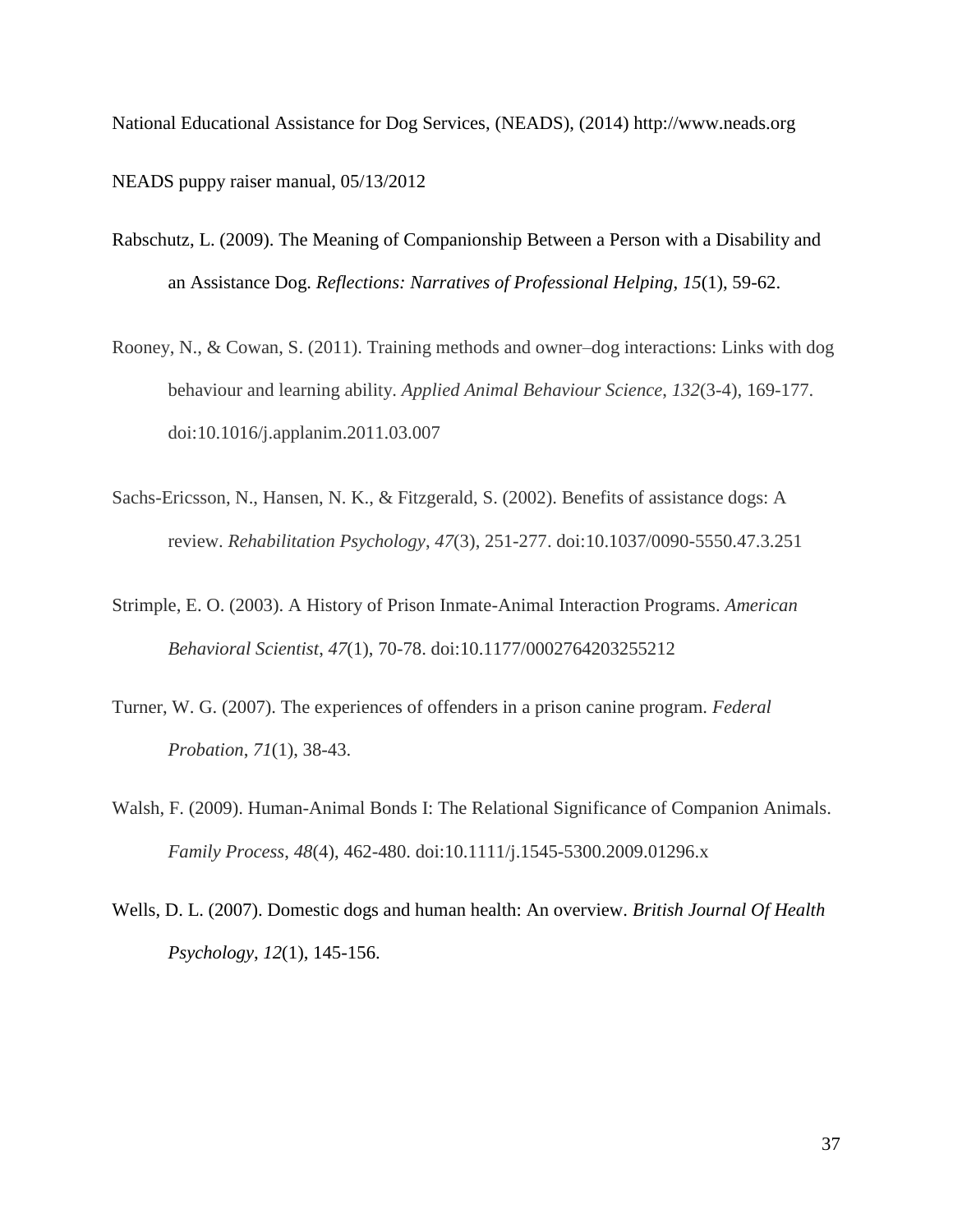National Educational Assistance for Dog Services, (NEADS), (2014) http://www.neads.org

NEADS puppy raiser manual, 05/13/2012

Rabschutz, L. (2009). The Meaning of Companionship Between a Person with a Disability and an Assistance Dog. *Reflections: Narratives of Professional Helping*, *15*(1), 59-62.

Rooney, N., & Cowan, S. (2011). Training methods and owner–dog interactions: Links with dog behaviour and learning ability. *Applied Animal Behaviour Science*, *132*(3-4), 169-177. doi:10.1016/j.applanim.2011.03.007

Sachs-Ericsson, N., Hansen, N. K., & Fitzgerald, S. (2002). Benefits of assistance dogs: A review. *Rehabilitation Psychology*, *47*(3), 251-277. doi:10.1037/0090-5550.47.3.251

Strimple, E. O. (2003). A History of Prison Inmate-Animal Interaction Programs. *American Behavioral Scientist*, *47*(1), 70-78. doi:10.1177/0002764203255212

Turner, W. G. (2007). The experiences of offenders in a prison canine program. *Federal Probation*, *71*(1), 38-43.

Walsh, F. (2009). Human-Animal Bonds I: The Relational Significance of Companion Animals. *Family Process*, *48*(4), 462-480. doi:10.1111/j.1545-5300.2009.01296.x

Wells, D. L. (2007). Domestic dogs and human health: An overview. *British Journal Of Health Psychology*, *12*(1), 145-156.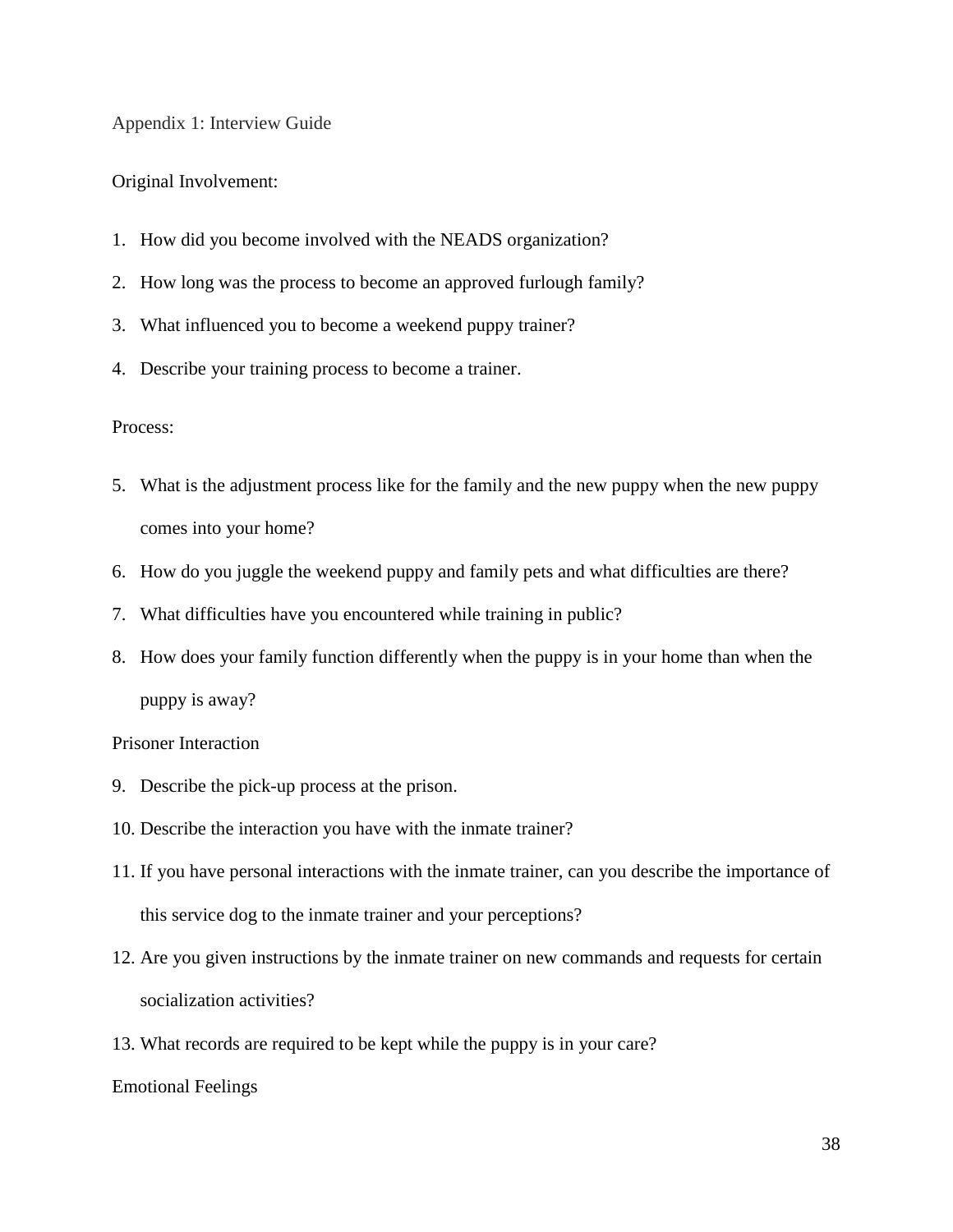## Appendix 1: Interview Guide

Original Involvement:

1. How did you become involved with the NEADS organization?
2. How long was the process to become an approved furlough family?
3. What influenced you to become a weekend puppy trainer?
4. Describe your training process to become a trainer.

Process:

5. What is the adjustment process like for the family and the new puppy when the new puppy comes into your home?
6. How do you juggle the weekend puppy and family pets and what difficulties are there?
7. What difficulties have you encountered while training in public?
8. How does your family function differently when the puppy is in your home than when the puppy is away?

Prisoner Interaction

9. Describe the pick-up process at the prison.
10. Describe the interaction you have with the inmate trainer?
11. If you have personal interactions with the inmate trainer, can you describe the importance of this service dog to the inmate trainer and your perceptions?
12. Are you given instructions by the inmate trainer on new commands and requests for certain socialization activities?
13. What records are required to be kept while the puppy is in your care?

Emotional Feelings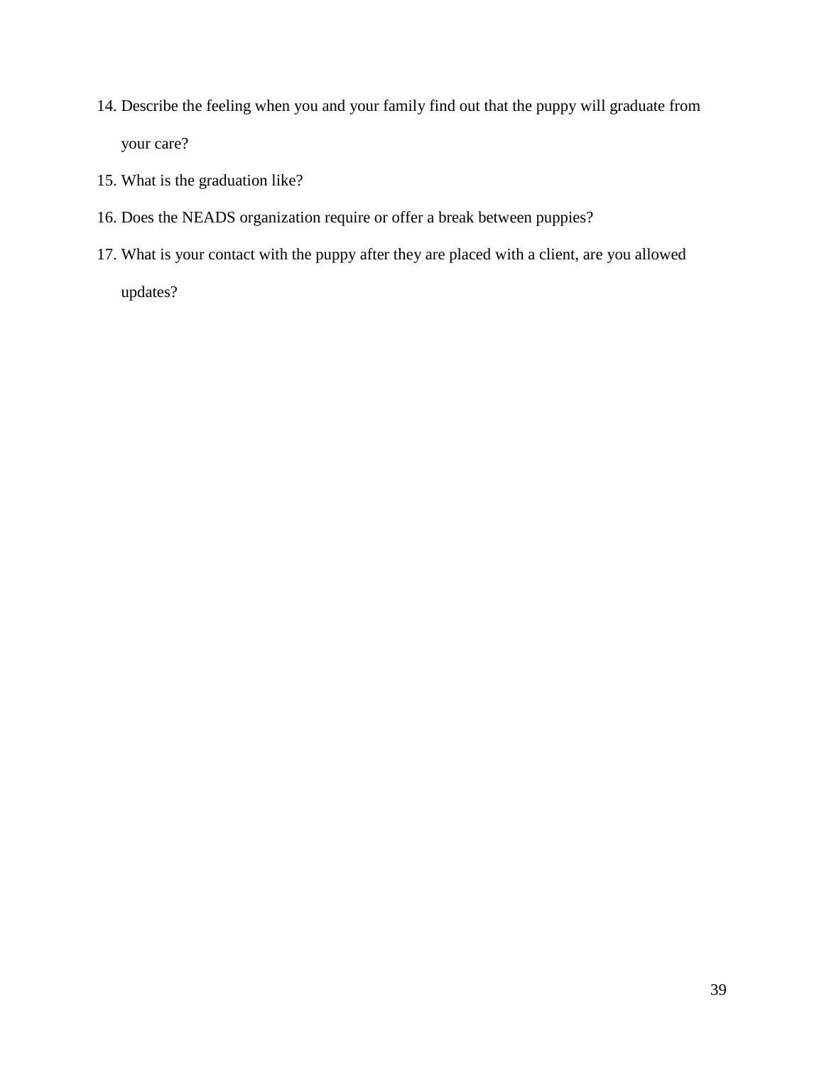14. Describe the feeling when you and your family find out that the puppy will graduate from your care?
15. What is the graduation like?
16. Does the NEADS organization require or offer a break between puppies?
17. What is your contact with the puppy after they are placed with a client, are you allowed updates?